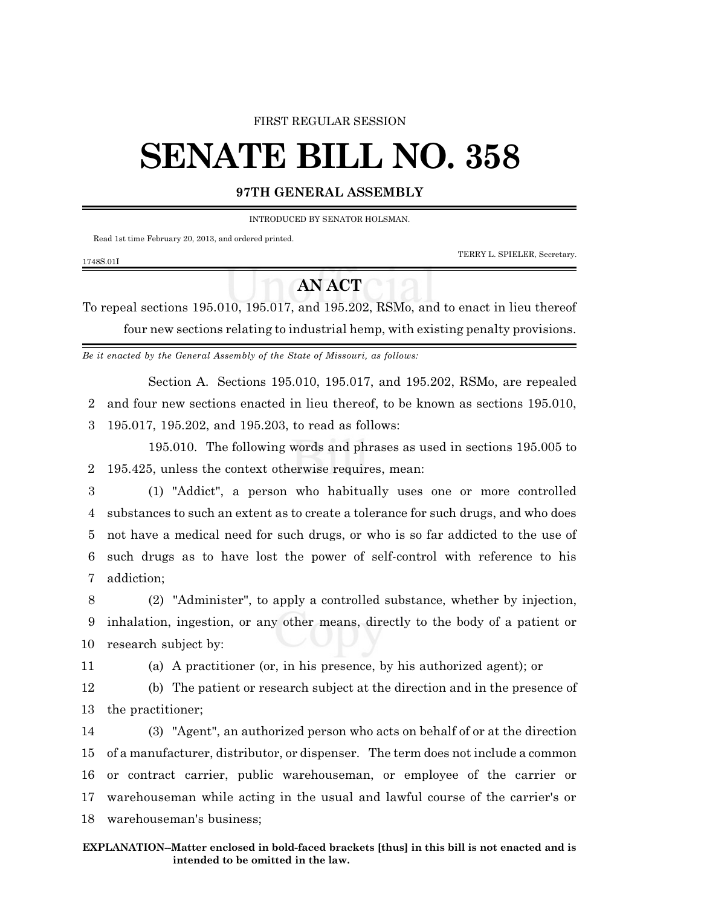FIRST REGULAR SESSION

# SENATE BILL NO. 358

## 97TH GENERAL ASSEMBLY

INTRODUCED BY SENATOR HOLSMAN.

Read 1st time February 20, 2013, and ordered printed.

TERRY L. SPIELER, Secretary.

1748S.01I

## AN ACT

To repeal sections 195.010, 195.017, and 195.202, RSMo, and to enact in lieu thereof four new sections relating to industrial hemp, with existing penalty provisions.

*Be it enacted by the General Assembly of the State of Missouri, as follows:*

Section A. Sections 195.010, 195.017, and 195.202, RSMo, are repealed and four new sections enacted in lieu thereof, to be known as sections 195.010, 195.017, 195.202, and 195.203, to read as follows:

195.010. The following words and phrases as used in sections 195.005 to 195.425, unless the context otherwise requires, mean:

(1) "Addict", a person who habitually uses one or more controlled substances to such an extent as to create a tolerance for such drugs, and who does not have a medical need for such drugs, or who is so far addicted to the use of such drugs as to have lost the power of self-control with reference to his addiction;

(2) "Administer", to apply a controlled substance, whether by injection, inhalation, ingestion, or any other means, directly to the body of a patient or research subject by:

(a) A practitioner (or, in his presence, by his authorized agent); or

(b) The patient or research subject at the direction and in the presence of the practitioner;

(3) "Agent", an authorized person who acts on behalf of or at the direction of a manufacturer, distributor, or dispenser. The term does not include a common or contract carrier, public warehouseman, or employee of the carrier or warehouseman while acting in the usual and lawful course of the carrier's or warehouseman's business;

**EXPLANATION–Matter enclosed in bold-faced brackets [thus] in this bill is not enacted and is intended to be omitted in the law.**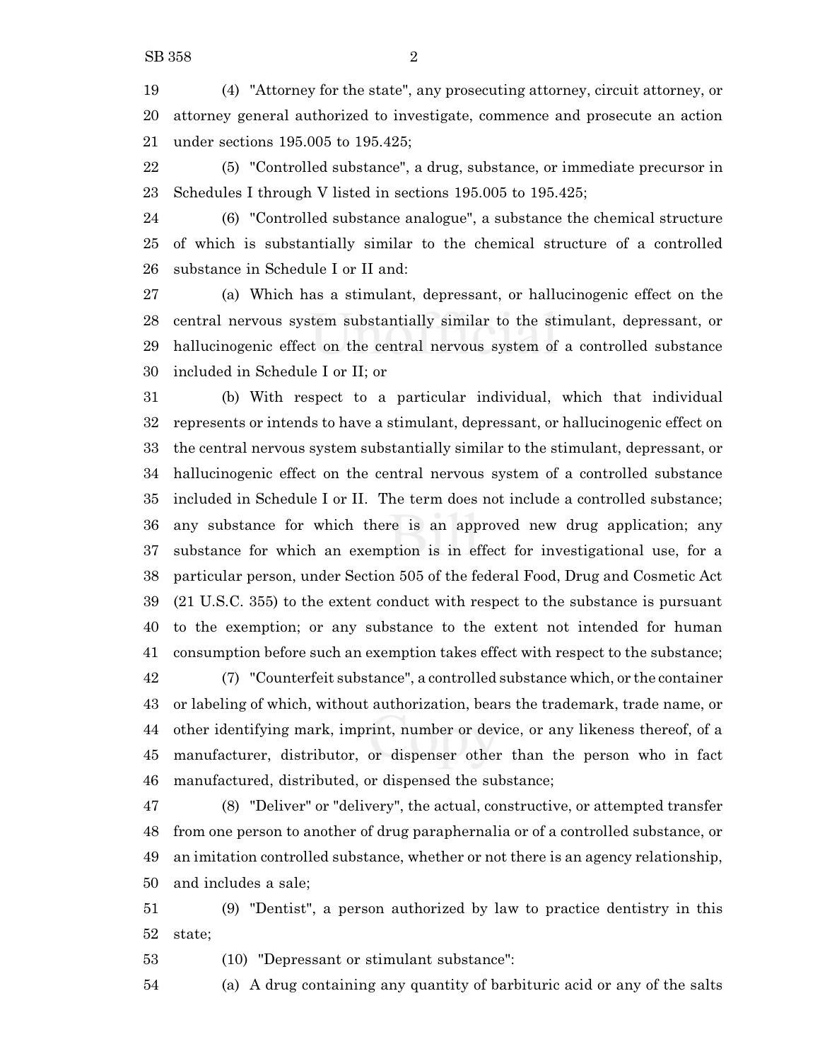(4) "Attorney for the state", any prosecuting attorney, circuit attorney, or attorney general authorized to investigate, commence and prosecute an action under sections 195.005 to 195.425;

(5) "Controlled substance", a drug, substance, or immediate precursor in Schedules I through V listed in sections 195.005 to 195.425;

(6) "Controlled substance analogue", a substance the chemical structure of which is substantially similar to the chemical structure of a controlled substance in Schedule I or II and:

(a) Which has a stimulant, depressant, or hallucinogenic effect on the central nervous system substantially similar to the stimulant, depressant, or hallucinogenic effect on the central nervous system of a controlled substance included in Schedule I or II; or

(b) With respect to a particular individual, which that individual represents or intends to have a stimulant, depressant, or hallucinogenic effect on the central nervous system substantially similar to the stimulant, depressant, or hallucinogenic effect on the central nervous system of a controlled substance included in Schedule I or II. The term does not include a controlled substance; any substance for which there is an approved new drug application; any substance for which an exemption is in effect for investigational use, for a particular person, under Section 505 of the federal Food, Drug and Cosmetic Act (21 U.S.C. 355) to the extent conduct with respect to the substance is pursuant to the exemption; or any substance to the extent not intended for human consumption before such an exemption takes effect with respect to the substance;

(7) "Counterfeit substance", a controlled substance which, or the container or labeling of which, without authorization, bears the trademark, trade name, or other identifying mark, imprint, number or device, or any likeness thereof, of a manufacturer, distributor, or dispenser other than the person who in fact manufactured, distributed, or dispensed the substance;

(8) "Deliver" or "delivery", the actual, constructive, or attempted transfer from one person to another of drug paraphernalia or of a controlled substance, or an imitation controlled substance, whether or not there is an agency relationship, and includes a sale;

(9) "Dentist", a person authorized by law to practice dentistry in this state;

(10) "Depressant or stimulant substance":

(a) A drug containing any quantity of barbituric acid or any of the salts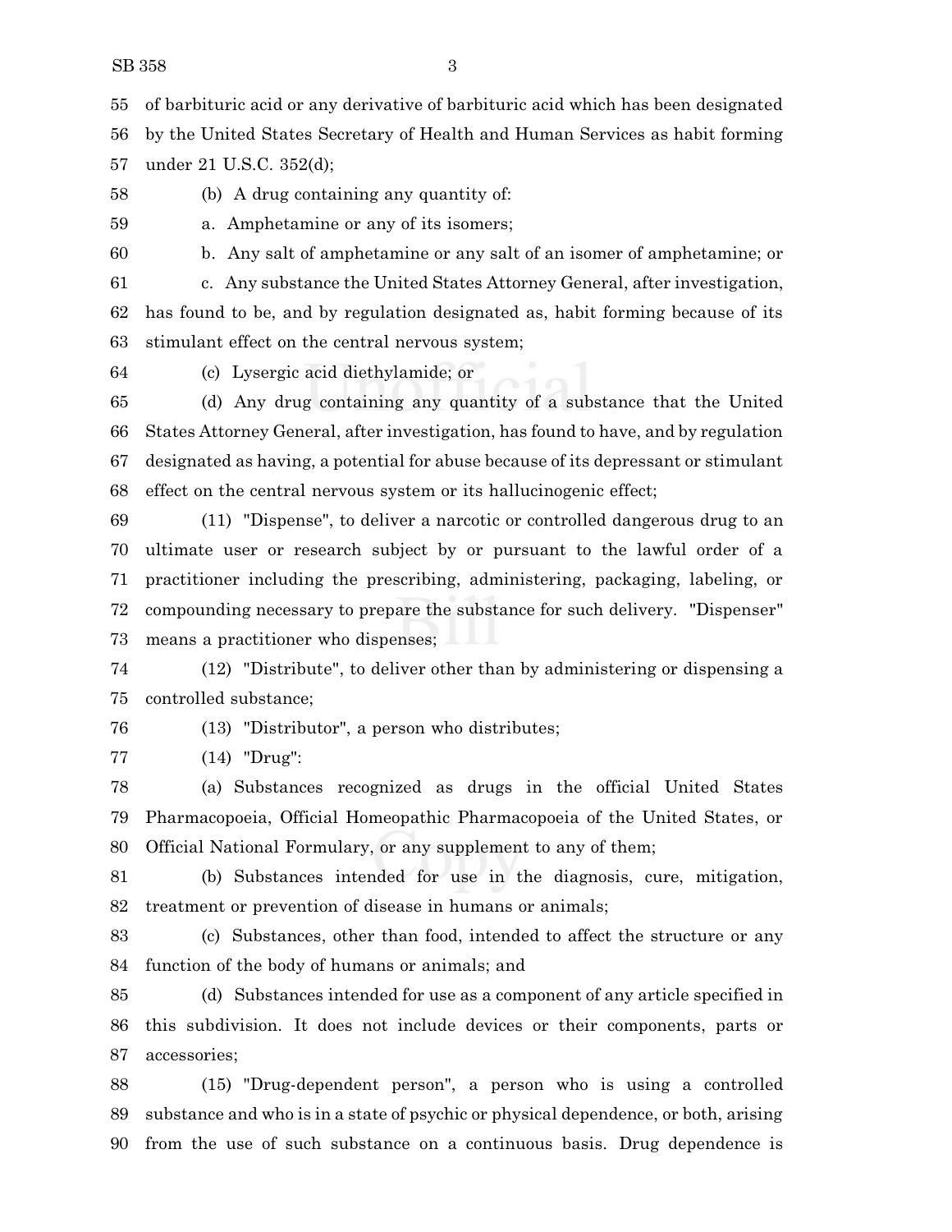of barbituric acid or any derivative of barbituric acid which has been designated by the United States Secretary of Health and Human Services as habit forming under 21 U.S.C. 352(d);

(b) A drug containing any quantity of:

a. Amphetamine or any of its isomers;

b. Any salt of amphetamine or any salt of an isomer of amphetamine; or

c. Any substance the United States Attorney General, after investigation, has found to be, and by regulation designated as, habit forming because of its stimulant effect on the central nervous system;

(c) Lysergic acid diethylamide; or

(d) Any drug containing any quantity of a substance that the United States Attorney General, after investigation, has found to have, and by regulation designated as having, a potential for abuse because of its depressant or stimulant effect on the central nervous system or its hallucinogenic effect;

(11) "Dispense", to deliver a narcotic or controlled dangerous drug to an ultimate user or research subject by or pursuant to the lawful order of a practitioner including the prescribing, administering, packaging, labeling, or compounding necessary to prepare the substance for such delivery. "Dispenser" means a practitioner who dispenses;

(12) "Distribute", to deliver other than by administering or dispensing a controlled substance;

(13) "Distributor", a person who distributes;

(14) "Drug":

(a) Substances recognized as drugs in the official United States Pharmacopoeia, Official Homeopathic Pharmacopoeia of the United States, or Official National Formulary, or any supplement to any of them;

(b) Substances intended for use in the diagnosis, cure, mitigation, treatment or prevention of disease in humans or animals;

(c) Substances, other than food, intended to affect the structure or any function of the body of humans or animals; and

(d) Substances intended for use as a component of any article specified in this subdivision. It does not include devices or their components, parts or accessories;

(15) "Drug-dependent person", a person who is using a controlled substance and who is in a state of psychic or physical dependence, or both, arising from the use of such substance on a continuous basis. Drug dependence is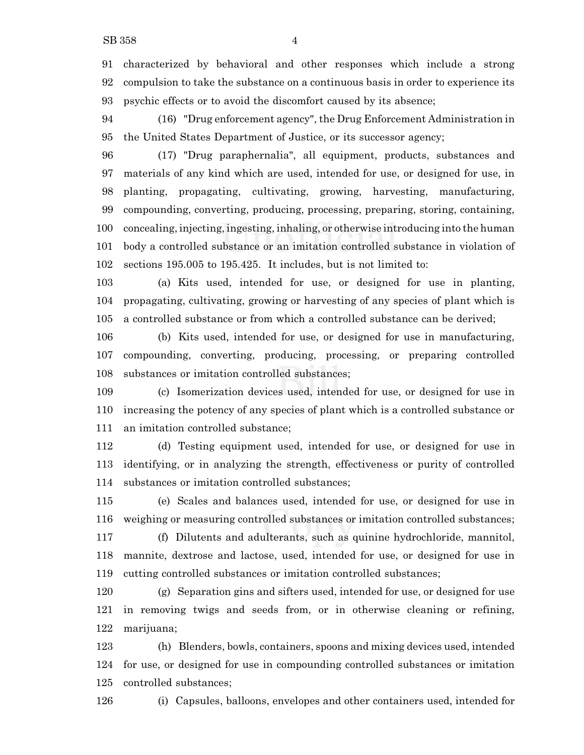characterized by behavioral and other responses which include a strong compulsion to take the substance on a continuous basis in order to experience its psychic effects or to avoid the discomfort caused by its absence;

(16) "Drug enforcement agency", the Drug Enforcement Administration in the United States Department of Justice, or its successor agency;

(17) "Drug paraphernalia", all equipment, products, substances and materials of any kind which are used, intended for use, or designed for use, in planting, propagating, cultivating, growing, harvesting, manufacturing, compounding, converting, producing, processing, preparing, storing, containing, concealing, injecting, ingesting, inhaling, or otherwise introducing into the human body a controlled substance or an imitation controlled substance in violation of sections 195.005 to 195.425. It includes, but is not limited to:

(a) Kits used, intended for use, or designed for use in planting, propagating, cultivating, growing or harvesting of any species of plant which is a controlled substance or from which a controlled substance can be derived;

(b) Kits used, intended for use, or designed for use in manufacturing, compounding, converting, producing, processing, or preparing controlled substances or imitation controlled substances;

(c) Isomerization devices used, intended for use, or designed for use in increasing the potency of any species of plant which is a controlled substance or an imitation controlled substance;

(d) Testing equipment used, intended for use, or designed for use in identifying, or in analyzing the strength, effectiveness or purity of controlled substances or imitation controlled substances;

(e) Scales and balances used, intended for use, or designed for use in weighing or measuring controlled substances or imitation controlled substances;

(f) Dilutents and adulterants, such as quinine hydrochloride, mannitol, mannite, dextrose and lactose, used, intended for use, or designed for use in cutting controlled substances or imitation controlled substances;

(g) Separation gins and sifters used, intended for use, or designed for use in removing twigs and seeds from, or in otherwise cleaning or refining, marijuana;

(h) Blenders, bowls, containers, spoons and mixing devices used, intended for use, or designed for use in compounding controlled substances or imitation controlled substances;

(i) Capsules, balloons, envelopes and other containers used, intended for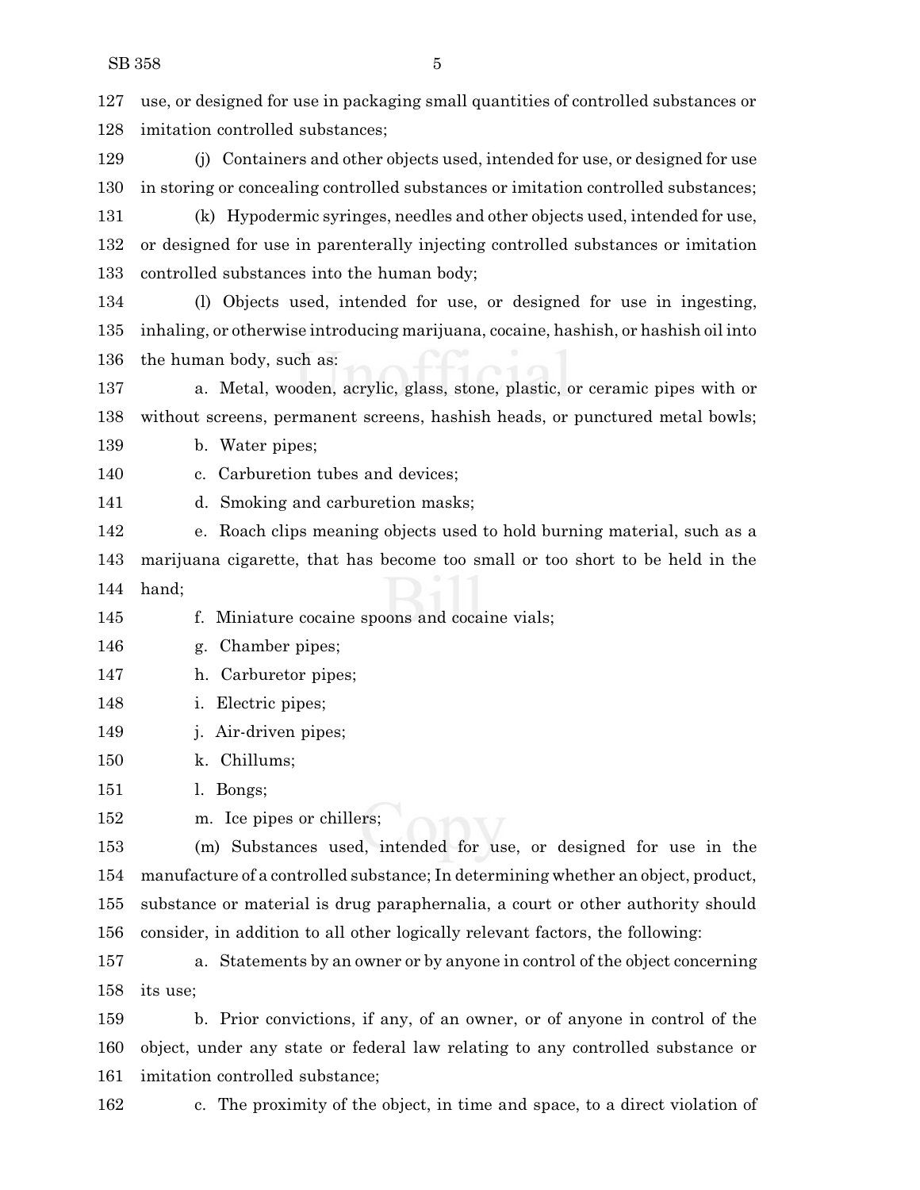use, or designed for use in packaging small quantities of controlled substances or imitation controlled substances;

(j) Containers and other objects used, intended for use, or designed for use in storing or concealing controlled substances or imitation controlled substances;

(k) Hypodermic syringes, needles and other objects used, intended for use, or designed for use in parenterally injecting controlled substances or imitation controlled substances into the human body;

(l) Objects used, intended for use, or designed for use in ingesting, inhaling, or otherwise introducing marijuana, cocaine, hashish, or hashish oil into the human body, such as:

a. Metal, wooden, acrylic, glass, stone, plastic, or ceramic pipes with or without screens, permanent screens, hashish heads, or punctured metal bowls;

b. Water pipes;

c. Carburetion tubes and devices;

d. Smoking and carburetion masks;

e. Roach clips meaning objects used to hold burning material, such as a marijuana cigarette, that has become too small or too short to be held in the hand;

f. Miniature cocaine spoons and cocaine vials;

g. Chamber pipes;

h. Carburetor pipes;

i. Electric pipes;

j. Air-driven pipes;

k. Chillums;

l. Bongs;

m. Ice pipes or chillers;

(m) Substances used, intended for use, or designed for use in the manufacture of a controlled substance; In determining whether an object, product, substance or material is drug paraphernalia, a court or other authority should consider, in addition to all other logically relevant factors, the following:

a. Statements by an owner or by anyone in control of the object concerning its use;

b. Prior convictions, if any, of an owner, or of anyone in control of the object, under any state or federal law relating to any controlled substance or imitation controlled substance;

c. The proximity of the object, in time and space, to a direct violation of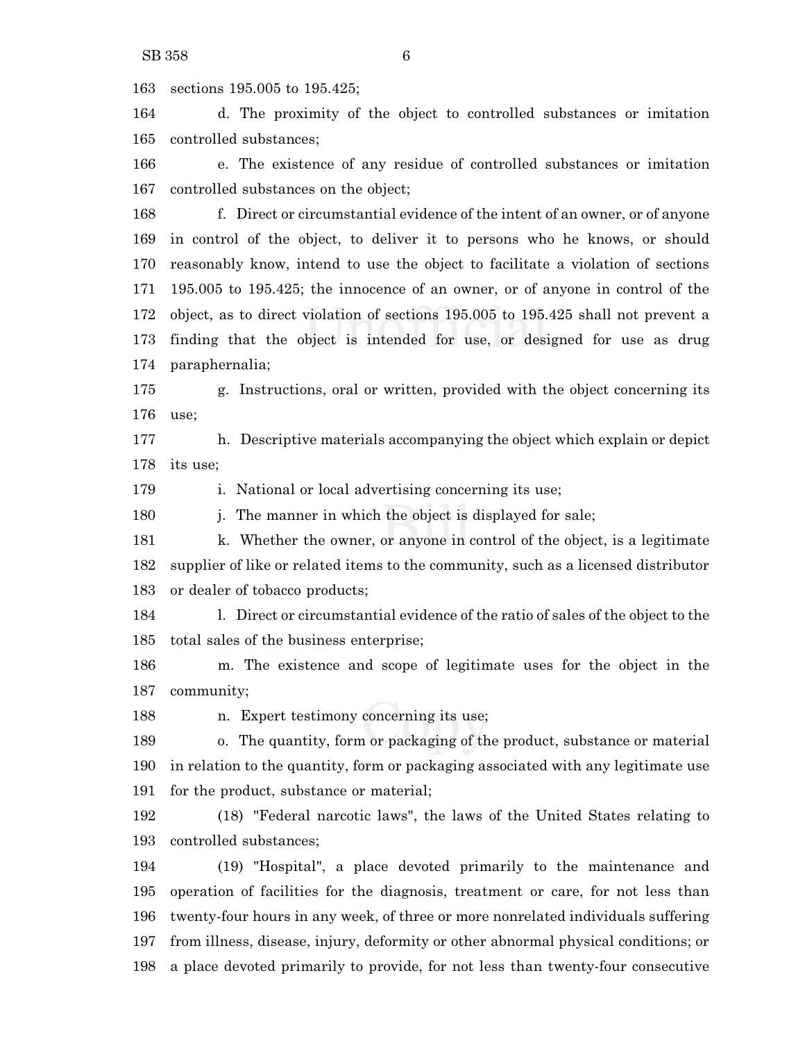sections 195.005 to 195.425;

d. The proximity of the object to controlled substances or imitation controlled substances;

e. The existence of any residue of controlled substances or imitation controlled substances on the object;

f. Direct or circumstantial evidence of the intent of an owner, or of anyone in control of the object, to deliver it to persons who he knows, or should reasonably know, intend to use the object to facilitate a violation of sections 195.005 to 195.425; the innocence of an owner, or of anyone in control of the object, as to direct violation of sections 195.005 to 195.425 shall not prevent a finding that the object is intended for use, or designed for use as drug paraphernalia;

g. Instructions, oral or written, provided with the object concerning its use;

h. Descriptive materials accompanying the object which explain or depict its use;

i. National or local advertising concerning its use;

j. The manner in which the object is displayed for sale;

k. Whether the owner, or anyone in control of the object, is a legitimate supplier of like or related items to the community, such as a licensed distributor or dealer of tobacco products;

l. Direct or circumstantial evidence of the ratio of sales of the object to the total sales of the business enterprise;

m. The existence and scope of legitimate uses for the object in the community;

n. Expert testimony concerning its use;

o. The quantity, form or packaging of the product, substance or material in relation to the quantity, form or packaging associated with any legitimate use for the product, substance or material;

(18) "Federal narcotic laws", the laws of the United States relating to controlled substances;

(19) "Hospital", a place devoted primarily to the maintenance and operation of facilities for the diagnosis, treatment or care, for not less than twenty-four hours in any week, of three or more nonrelated individuals suffering from illness, disease, injury, deformity or other abnormal physical conditions; or a place devoted primarily to provide, for not less than twenty-four consecutive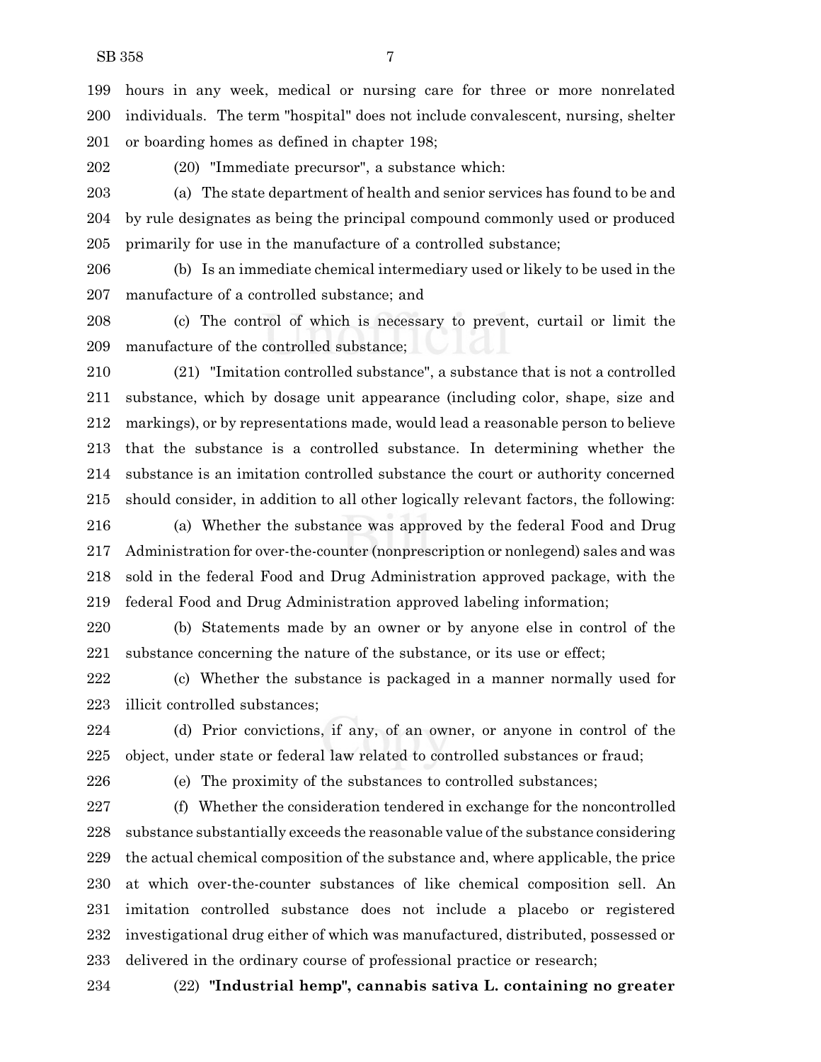hours in any week, medical or nursing care for three or more nonrelated individuals. The term "hospital" does not include convalescent, nursing, shelter or boarding homes as defined in chapter 198;

(20) "Immediate precursor", a substance which:

(a) The state department of health and senior services has found to be and by rule designates as being the principal compound commonly used or produced primarily for use in the manufacture of a controlled substance;

(b) Is an immediate chemical intermediary used or likely to be used in the manufacture of a controlled substance; and

(c) The control of which is necessary to prevent, curtail or limit the manufacture of the controlled substance;

(21) "Imitation controlled substance", a substance that is not a controlled substance, which by dosage unit appearance (including color, shape, size and markings), or by representations made, would lead a reasonable person to believe that the substance is a controlled substance. In determining whether the substance is an imitation controlled substance the court or authority concerned should consider, in addition to all other logically relevant factors, the following:

(a) Whether the substance was approved by the federal Food and Drug Administration for over-the-counter (nonprescription or nonlegend) sales and was sold in the federal Food and Drug Administration approved package, with the federal Food and Drug Administration approved labeling information;

(b) Statements made by an owner or by anyone else in control of the substance concerning the nature of the substance, or its use or effect;

(c) Whether the substance is packaged in a manner normally used for illicit controlled substances;

(d) Prior convictions, if any, of an owner, or anyone in control of the object, under state or federal law related to controlled substances or fraud;

(e) The proximity of the substances to controlled substances;

(f) Whether the consideration tendered in exchange for the noncontrolled substance substantially exceeds the reasonable value of the substance considering the actual chemical composition of the substance and, where applicable, the price at which over-the-counter substances of like chemical composition sell. An imitation controlled substance does not include a placebo or registered investigational drug either of which was manufactured, distributed, possessed or delivered in the ordinary course of professional practice or research;

(22) **"Industrial hemp", cannabis sativa L. containing no greater**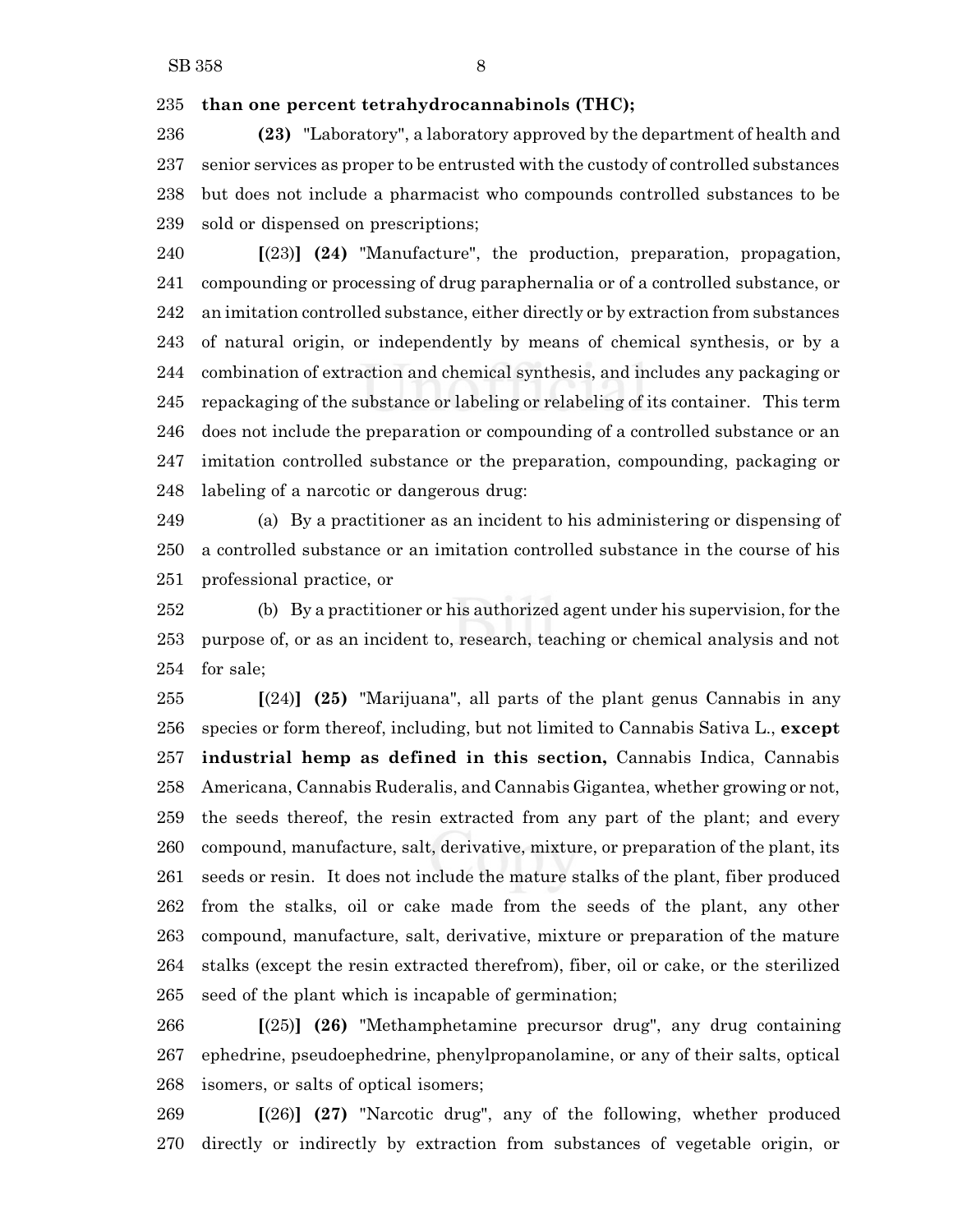**than one percent tetrahydrocannabinols (THC);**

**(23)** "Laboratory", a laboratory approved by the department of health and senior services as proper to be entrusted with the custody of controlled substances but does not include a pharmacist who compounds controlled substances to be sold or dispensed on prescriptions;

**[**(23)**] (24)** "Manufacture", the production, preparation, propagation, compounding or processing of drug paraphernalia or of a controlled substance, or an imitation controlled substance, either directly or by extraction from substances of natural origin, or independently by means of chemical synthesis, or by a combination of extraction and chemical synthesis, and includes any packaging or repackaging of the substance or labeling or relabeling of its container. This term does not include the preparation or compounding of a controlled substance or an imitation controlled substance or the preparation, compounding, packaging or labeling of a narcotic or dangerous drug:

(a) By a practitioner as an incident to his administering or dispensing of a controlled substance or an imitation controlled substance in the course of his professional practice, or

(b) By a practitioner or his authorized agent under his supervision, for the purpose of, or as an incident to, research, teaching or chemical analysis and not for sale;

**[**(24)**] (25)** "Marijuana", all parts of the plant genus Cannabis in any species or form thereof, including, but not limited to Cannabis Sativa L., **except industrial hemp as defined in this section,** Cannabis Indica, Cannabis Americana, Cannabis Ruderalis, and Cannabis Gigantea, whether growing or not, the seeds thereof, the resin extracted from any part of the plant; and every compound, manufacture, salt, derivative, mixture, or preparation of the plant, its seeds or resin. It does not include the mature stalks of the plant, fiber produced from the stalks, oil or cake made from the seeds of the plant, any other compound, manufacture, salt, derivative, mixture or preparation of the mature stalks (except the resin extracted therefrom), fiber, oil or cake, or the sterilized seed of the plant which is incapable of germination;

**[**(25)**] (26)** "Methamphetamine precursor drug", any drug containing ephedrine, pseudoephedrine, phenylpropanolamine, or any of their salts, optical isomers, or salts of optical isomers;

**[**(26)**] (27)** "Narcotic drug", any of the following, whether produced directly or indirectly by extraction from substances of vegetable origin, or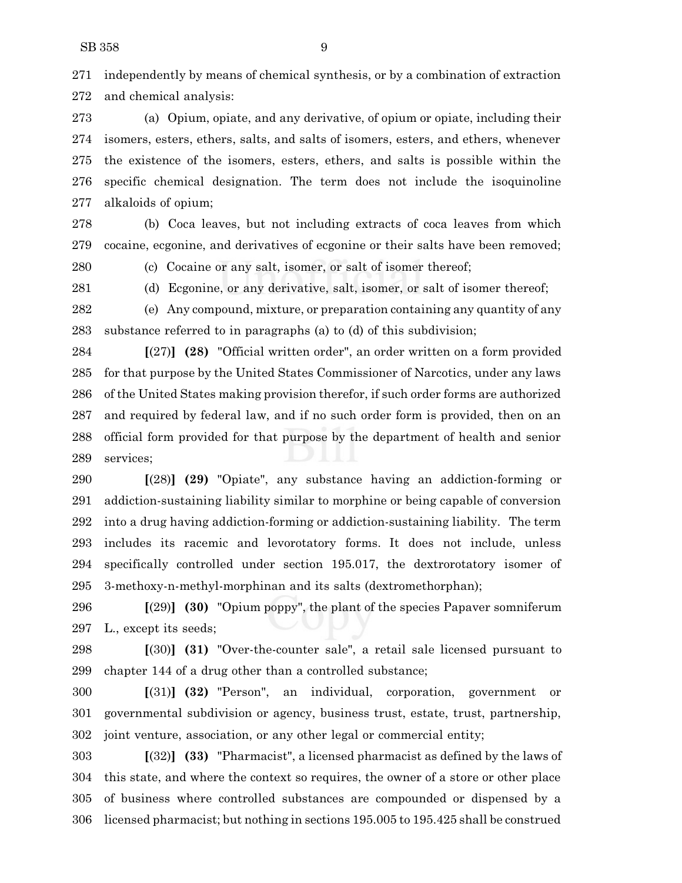independently by means of chemical synthesis, or by a combination of extraction and chemical analysis:

(a) Opium, opiate, and any derivative, of opium or opiate, including their isomers, esters, ethers, salts, and salts of isomers, esters, and ethers, whenever the existence of the isomers, esters, ethers, and salts is possible within the specific chemical designation. The term does not include the isoquinoline alkaloids of opium;

(b) Coca leaves, but not including extracts of coca leaves from which cocaine, ecgonine, and derivatives of ecgonine or their salts have been removed;

(c) Cocaine or any salt, isomer, or salt of isomer thereof;

(d) Ecgonine, or any derivative, salt, isomer, or salt of isomer thereof;

(e) Any compound, mixture, or preparation containing any quantity of any substance referred to in paragraphs (a) to (d) of this subdivision;

**[**(27)**]** **(28)** "Official written order", an order written on a form provided for that purpose by the United States Commissioner of Narcotics, under any laws of the United States making provision therefor, if such order forms are authorized and required by federal law, and if no such order form is provided, then on an official form provided for that purpose by the department of health and senior services;

**[**(28)**]** **(29)** "Opiate", any substance having an addiction-forming or addiction-sustaining liability similar to morphine or being capable of conversion into a drug having addiction-forming or addiction-sustaining liability. The term includes its racemic and levorotatory forms. It does not include, unless specifically controlled under section 195.017, the dextrorotatory isomer of 3-methoxy-n-methyl-morphinan and its salts (dextromethorphan);

**[**(29)**]** **(30)** "Opium poppy", the plant of the species Papaver somniferum L., except its seeds;

**[**(30)**]** **(31)** "Over-the-counter sale", a retail sale licensed pursuant to chapter 144 of a drug other than a controlled substance;

**[**(31)**]** **(32)** "Person", an individual, corporation, government or governmental subdivision or agency, business trust, estate, trust, partnership, joint venture, association, or any other legal or commercial entity;

**[**(32)**]** **(33)** "Pharmacist", a licensed pharmacist as defined by the laws of this state, and where the context so requires, the owner of a store or other place of business where controlled substances are compounded or dispensed by a licensed pharmacist; but nothing in sections 195.005 to 195.425 shall be construed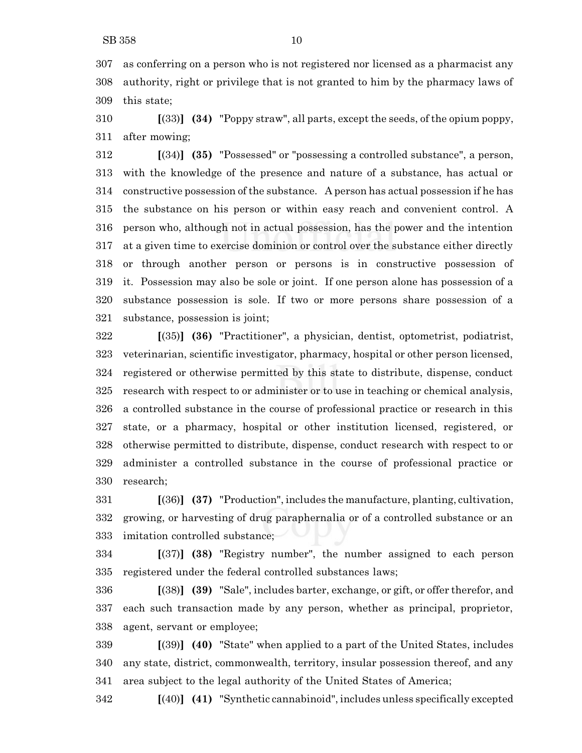307 as conferring on a person who is not registered nor licensed as a pharmacist any
308 authority, right or privilege that is not granted to him by the pharmacy laws of
309 this state;

310 [(33)] **(34)** "Poppy straw", all parts, except the seeds, of the opium poppy,
311 after mowing;

312 [(34)] **(35)** "Possessed" or "possessing a controlled substance", a person,
313 with the knowledge of the presence and nature of a substance, has actual or
314 constructive possession of the substance. A person has actual possession if he has
315 the substance on his person or within easy reach and convenient control. A
316 person who, although not in actual possession, has the power and the intention
317 at a given time to exercise dominion or control over the substance either directly
318 or through another person or persons is in constructive possession of
319 it. Possession may also be sole or joint. If one person alone has possession of a
320 substance possession is sole. If two or more persons share possession of a
321 substance, possession is joint;

322 [(35)] **(36)** "Practitioner", a physician, dentist, optometrist, podiatrist,
323 veterinarian, scientific investigator, pharmacy, hospital or other person licensed,
324 registered or otherwise permitted by this state to distribute, dispense, conduct
325 research with respect to or administer or to use in teaching or chemical analysis,
326 a controlled substance in the course of professional practice or research in this
327 state, or a pharmacy, hospital or other institution licensed, registered, or
328 otherwise permitted to distribute, dispense, conduct research with respect to or
329 administer a controlled substance in the course of professional practice or
330 research;

331 [(36)] **(37)** "Production", includes the manufacture, planting, cultivation,
332 growing, or harvesting of drug paraphernalia or of a controlled substance or an
333 imitation controlled substance;

334 [(37)] **(38)** "Registry number", the number assigned to each person
335 registered under the federal controlled substances laws;

336 [(38)] **(39)** "Sale", includes barter, exchange, or gift, or offer therefor, and
337 each such transaction made by any person, whether as principal, proprietor,
338 agent, servant or employee;

339 [(39)] **(40)** "State" when applied to a part of the United States, includes
340 any state, district, commonwealth, territory, insular possession thereof, and any
341 area subject to the legal authority of the United States of America;

342 [(40)] **(41)** "Synthetic cannabinoid", includes unless specifically excepted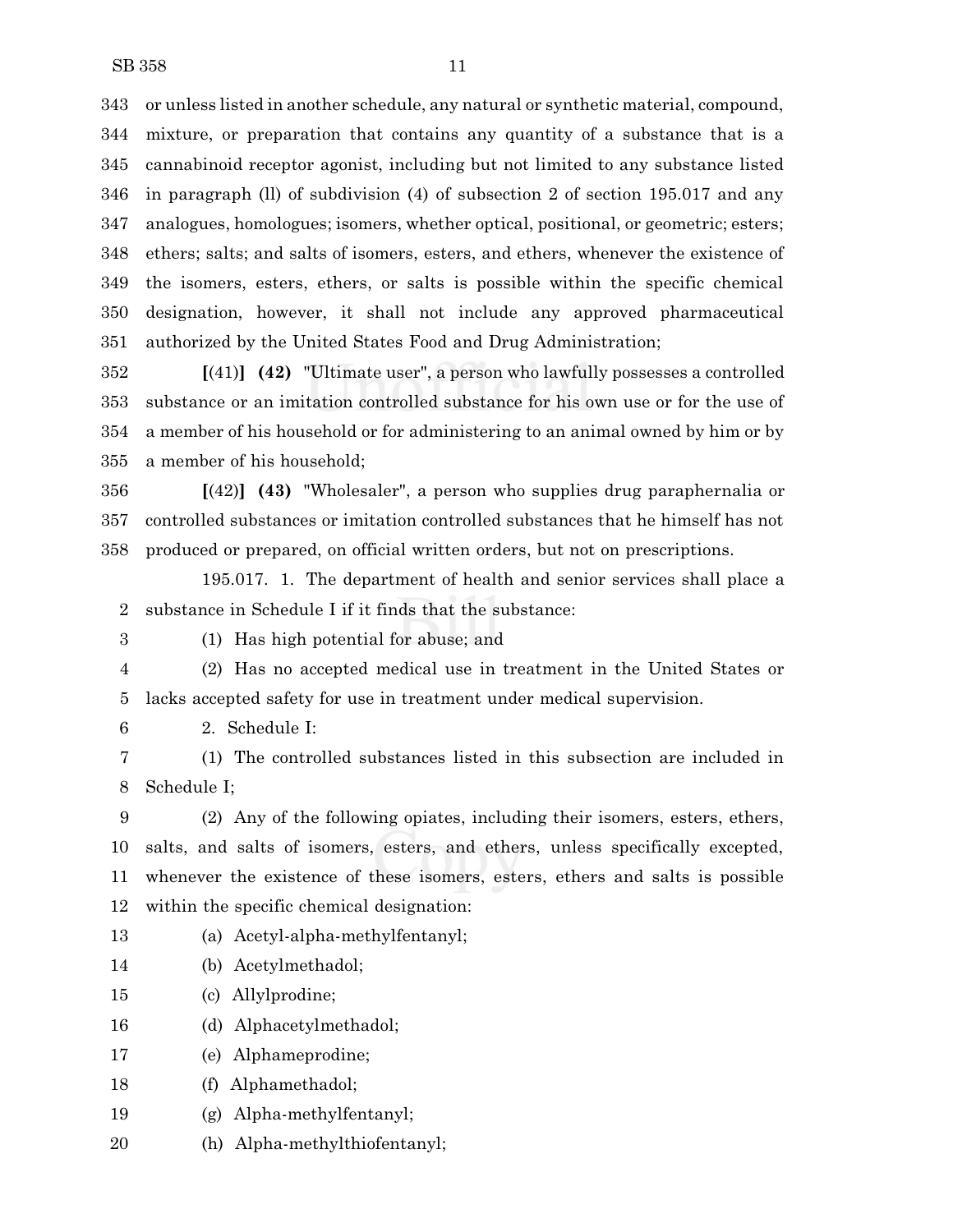or unless listed in another schedule, any natural or synthetic material, compound, mixture, or preparation that contains any quantity of a substance that is a cannabinoid receptor agonist, including but not limited to any substance listed in paragraph (ll) of subdivision (4) of subsection 2 of section 195.017 and any analogues, homologues; isomers, whether optical, positional, or geometric; esters; ethers; salts; and salts of isomers, esters, and ethers, whenever the existence of the isomers, esters, ethers, or salts is possible within the specific chemical designation, however, it shall not include any approved pharmaceutical authorized by the United States Food and Drug Administration;

**[**(41)**] (42)** "Ultimate user", a person who lawfully possesses a controlled substance or an imitation controlled substance for his own use or for the use of a member of his household or for administering to an animal owned by him or by a member of his household;

**[**(42)**] (43)** "Wholesaler", a person who supplies drug paraphernalia or controlled substances or imitation controlled substances that he himself has not produced or prepared, on official written orders, but not on prescriptions.

195.017. 1. The department of health and senior services shall place a substance in Schedule I if it finds that the substance:

(1) Has high potential for abuse; and

(2) Has no accepted medical use in treatment in the United States or lacks accepted safety for use in treatment under medical supervision.

2. Schedule I:

(1) The controlled substances listed in this subsection are included in Schedule I;

(2) Any of the following opiates, including their isomers, esters, ethers, salts, and salts of isomers, esters, and ethers, unless specifically excepted, whenever the existence of these isomers, esters, ethers and salts is possible within the specific chemical designation:

(a) Acetyl-alpha-methylfentanyl;

(b) Acetylmethadol;

(c) Allylprodine;

(d) Alphacetylmethadol;

(e) Alphameprodine;

(f) Alphamethadol;

(g) Alpha-methylfentanyl;

(h) Alpha-methylthiofentanyl;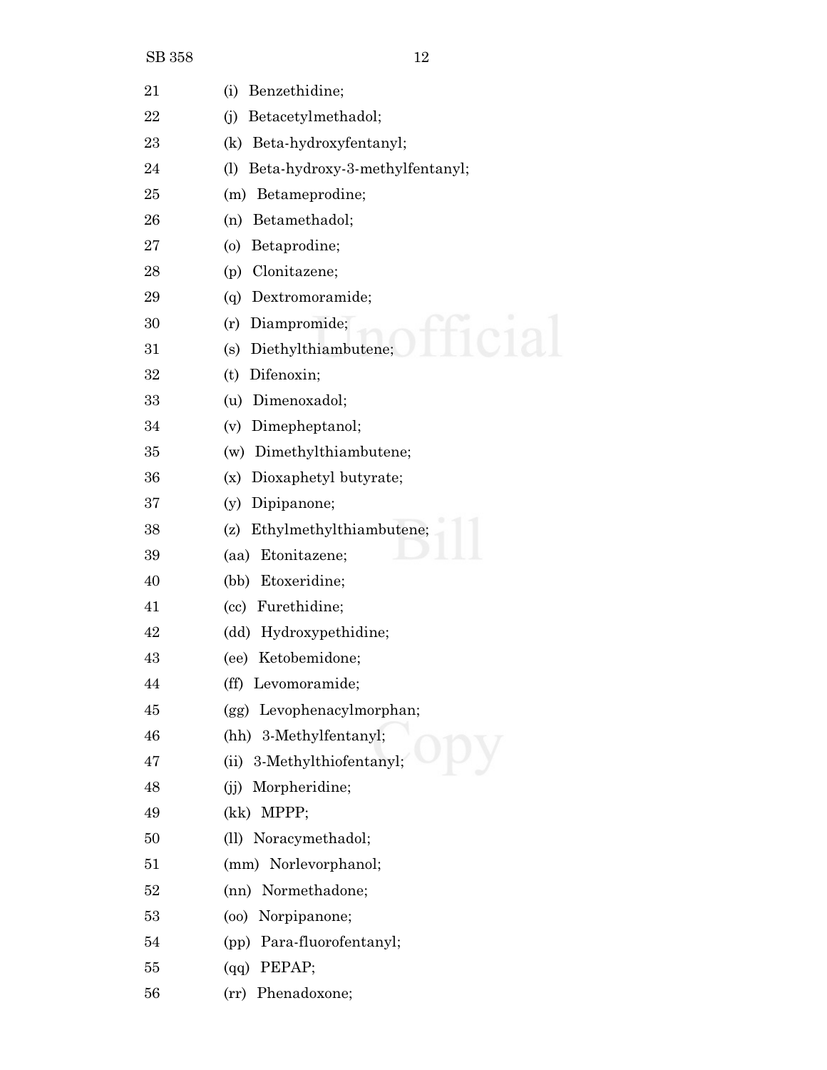(i) Benzethidine;

(j) Betacetylmethadol;

(k) Beta-hydroxyfentanyl;

(l) Beta-hydroxy-3-methylfentanyl;

(m) Betameprodine;

(n) Betamethadol;

(o) Betaprodine;

(p) Clonitazene;

(q) Dextromoramide;

(r) Diampromide;

(s) Diethylthiambutene;

(t) Difenoxin;

(u) Dimenoxadol;

(v) Dimepheptanol;

(w) Dimethylthiambutene;

(x) Dioxaphetyl butyrate;

(y) Dipipanone;

(z) Ethylmethylthiambutene;

(aa) Etonitazene;

(bb) Etoxeridine;

(cc) Furethidine;

(dd) Hydroxypethidine;

(ee) Ketobemidone;

(ff) Levomoramide;

(gg) Levophenacylmorphan;

(hh) 3-Methylfentanyl;

(ii) 3-Methylthiofentanyl;

(jj) Morpheridine;

(kk) MPPP;

(ll) Noracymethadol;

(mm) Norlevorphanol;

(nn) Normethadone;

(oo) Norpipanone;

(pp) Para-fluorofentanyl;

(qq) PEPAP;

(rr) Phenadoxone;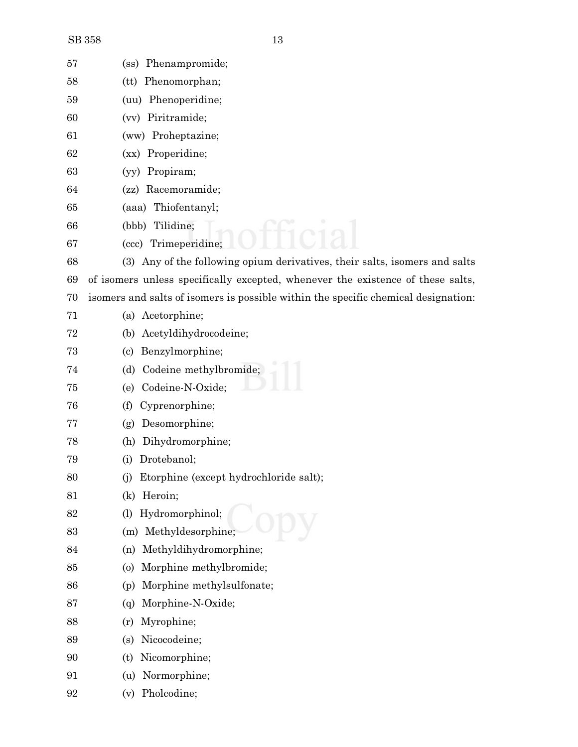(ss) Phenampromide;

(tt) Phenomorphan;

(uu) Phenoperidine;

(vv) Piritramide;

(ww) Proheptazine;

(xx) Properidine;

(yy) Propiram;

(zz) Racemoramide;

(aaa) Thiofentanyl;

(bbb) Tilidine;

(ccc) Trimeperidine;

(3) Any of the following opium derivatives, their salts, isomers and salts of isomers unless specifically excepted, whenever the existence of these salts, isomers and salts of isomers is possible within the specific chemical designation:

(a) Acetorphine;

(b) Acetyldihydrocodeine;

(c) Benzylmorphine;

(d) Codeine methylbromide;

(e) Codeine-N-Oxide;

(f) Cyprenorphine;

(g) Desomorphine;

(h) Dihydromorphine;

(i) Drotebanol;

(j) Etorphine (except hydrochloride salt);

(k) Heroin;

(l) Hydromorphinol;

(m) Methyldesorphine;

(n) Methyldihydromorphine;

(o) Morphine methylbromide;

(p) Morphine methylsulfonate;

(q) Morphine-N-Oxide;

(r) Myrophine;

(s) Nicocodeine;

(t) Nicomorphine;

(u) Normorphine;

(v) Pholcodine;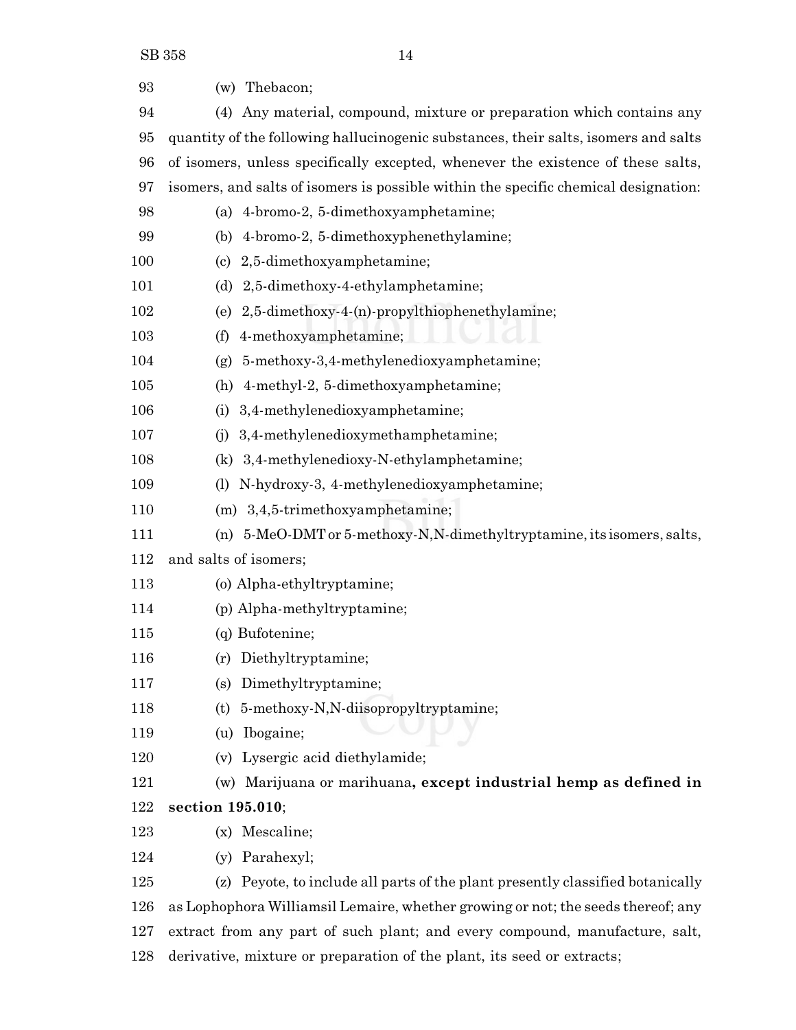(w) Thebacon;

(4) Any material, compound, mixture or preparation which contains any quantity of the following hallucinogenic substances, their salts, isomers and salts of isomers, unless specifically excepted, whenever the existence of these salts, isomers, and salts of isomers is possible within the specific chemical designation:

(a) 4-bromo-2, 5-dimethoxyamphetamine;

(b) 4-bromo-2, 5-dimethoxyphenethylamine;

(c) 2,5-dimethoxyamphetamine;

(d) 2,5-dimethoxy-4-ethylamphetamine;

(e) 2,5-dimethoxy-4-(n)-propylthiophenethylamine;

(f) 4-methoxyamphetamine;

(g) 5-methoxy-3,4-methylenedioxyamphetamine;

(h) 4-methyl-2, 5-dimethoxyamphetamine;

(i) 3,4-methylenedioxyamphetamine;

(j) 3,4-methylenedioxymethamphetamine;

(k) 3,4-methylenedioxy-N-ethylamphetamine;

(l) N-hydroxy-3, 4-methylenedioxyamphetamine;

(m) 3,4,5-trimethoxyamphetamine;

(n) 5-MeO-DMT or 5-methoxy-N,N-dimethyltryptamine, its isomers, salts, and salts of isomers;

(o) Alpha-ethyltryptamine;

(p) Alpha-methyltryptamine;

(q) Bufotenine;

(r) Diethyltryptamine;

(s) Dimethyltryptamine;

(t) 5-methoxy-N,N-diisopropyltryptamine;

(u) Ibogaine;

(v) Lysergic acid diethylamide;

(w) Marijuana or marihuana**, except industrial hemp as defined in section 195.010**;

(x) Mescaline;

(y) Parahexyl;

(z) Peyote, to include all parts of the plant presently classified botanically as Lophophora Williamsil Lemaire, whether growing or not; the seeds thereof; any extract from any part of such plant; and every compound, manufacture, salt, derivative, mixture or preparation of the plant, its seed or extracts;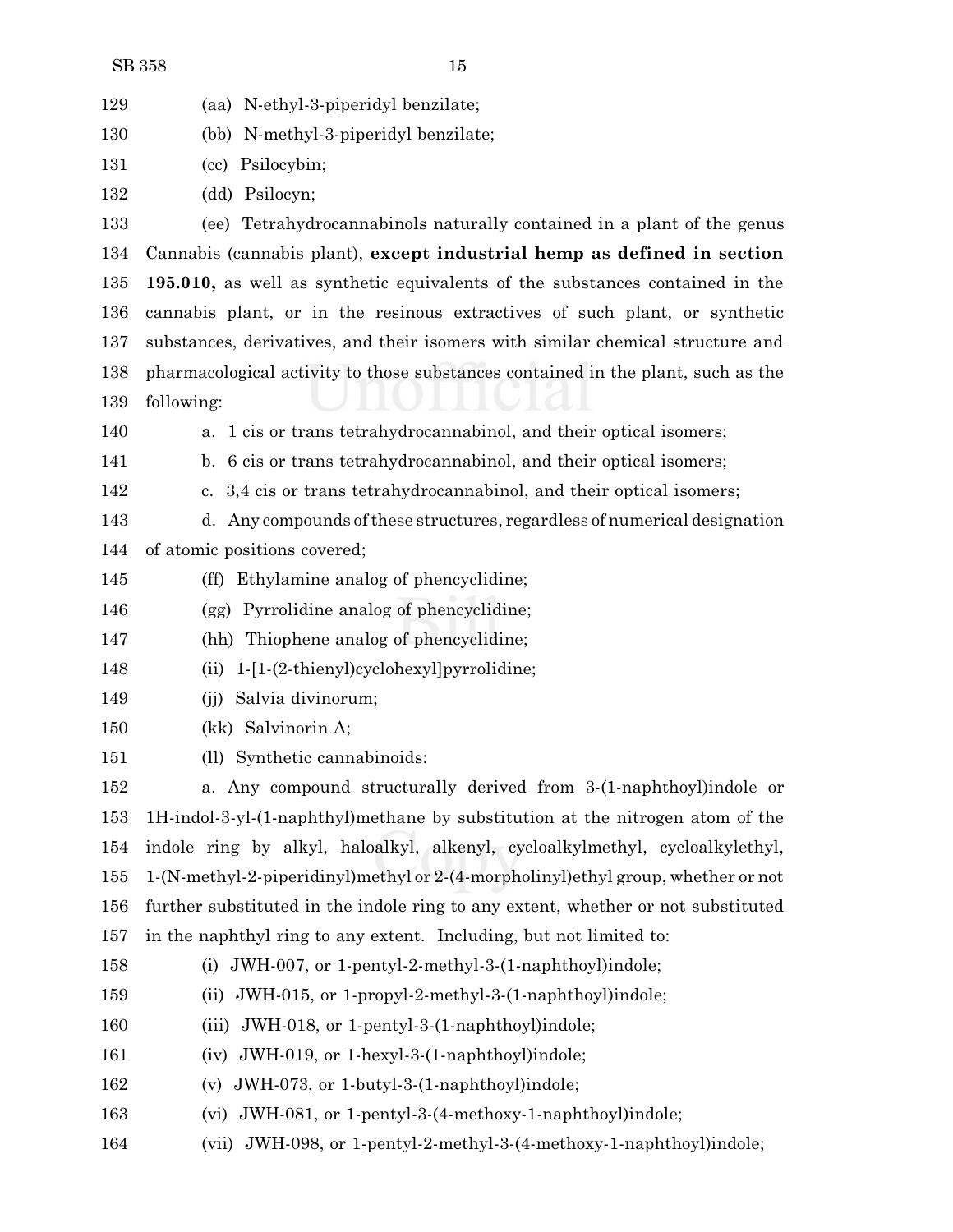(aa) N-ethyl-3-piperidyl benzilate;

(bb) N-methyl-3-piperidyl benzilate;

(cc) Psilocybin;

(dd) Psilocyn;

(ee) Tetrahydrocannabinols naturally contained in a plant of the genus Cannabis (cannabis plant), **except industrial hemp as defined in section 195.010,** as well as synthetic equivalents of the substances contained in the cannabis plant, or in the resinous extractives of such plant, or synthetic substances, derivatives, and their isomers with similar chemical structure and pharmacological activity to those substances contained in the plant, such as the following:

a. 1 cis or trans tetrahydrocannabinol, and their optical isomers;

b. 6 cis or trans tetrahydrocannabinol, and their optical isomers;

c. 3,4 cis or trans tetrahydrocannabinol, and their optical isomers;

d. Any compounds of these structures, regardless of numerical designation of atomic positions covered;

(ff) Ethylamine analog of phencyclidine;

(gg) Pyrrolidine analog of phencyclidine;

(hh) Thiophene analog of phencyclidine;

(ii) 1-[1-(2-thienyl)cyclohexyl]pyrrolidine;

(jj) Salvia divinorum;

(kk) Salvinorin A;

(ll) Synthetic cannabinoids:

a. Any compound structurally derived from 3-(1-naphthoyl)indole or 1H-indol-3-yl-(1-naphthyl)methane by substitution at the nitrogen atom of the indole ring by alkyl, haloalkyl, alkenyl, cycloalkylmethyl, cycloalkylethyl, 1-(N-methyl-2-piperidinyl)methyl or 2-(4-morpholinyl)ethyl group, whether or not further substituted in the indole ring to any extent, whether or not substituted in the naphthyl ring to any extent. Including, but not limited to:

(i) JWH-007, or 1-pentyl-2-methyl-3-(1-naphthoyl)indole;

(ii) JWH-015, or 1-propyl-2-methyl-3-(1-naphthoyl)indole;

(iii) JWH-018, or 1-pentyl-3-(1-naphthoyl)indole;

(iv) JWH-019, or 1-hexyl-3-(1-naphthoyl)indole;

(v) JWH-073, or 1-butyl-3-(1-naphthoyl)indole;

(vi) JWH-081, or 1-pentyl-3-(4-methoxy-1-naphthoyl)indole;

(vii) JWH-098, or 1-pentyl-2-methyl-3-(4-methoxy-1-naphthoyl)indole;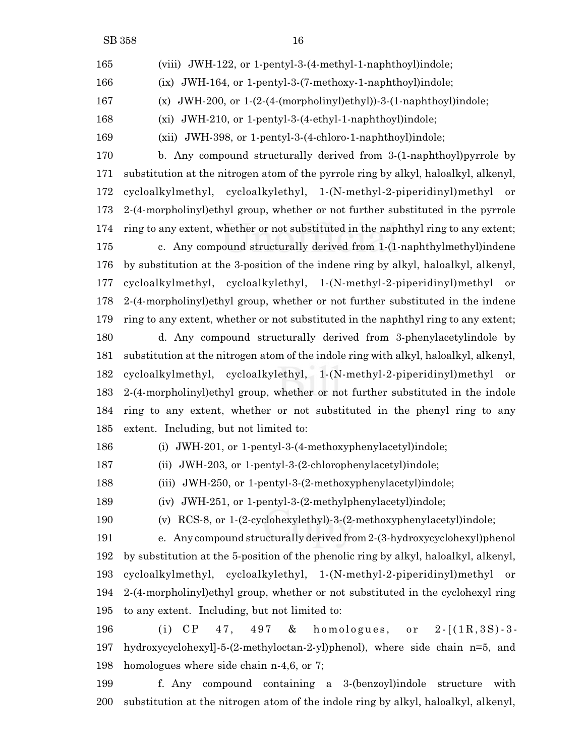(viii) JWH-122, or 1-pentyl-3-(4-methyl-1-naphthoyl)indole;

(ix) JWH-164, or 1-pentyl-3-(7-methoxy-1-naphthoyl)indole;

(x) JWH-200, or 1-(2-(4-(morpholinyl)ethyl))-3-(1-naphthoyl)indole;

(xi) JWH-210, or 1-pentyl-3-(4-ethyl-1-naphthoyl)indole;

(xii) JWH-398, or 1-pentyl-3-(4-chloro-1-naphthoyl)indole;

b. Any compound structurally derived from 3-(1-naphthoyl)pyrrole by substitution at the nitrogen atom of the pyrrole ring by alkyl, haloalkyl, alkenyl, cycloalkylmethyl, cycloalkylethyl, 1-(N-methyl-2-piperidinyl)methyl or 2-(4-morpholinyl)ethyl group, whether or not further substituted in the pyrrole ring to any extent, whether or not substituted in the naphthyl ring to any extent;

c. Any compound structurally derived from 1-(1-naphthylmethyl)indene by substitution at the 3-position of the indene ring by alkyl, haloalkyl, alkenyl, cycloalkylmethyl, cycloalkylethyl, 1-(N-methyl-2-piperidinyl)methyl or 2-(4-morpholinyl)ethyl group, whether or not further substituted in the indene ring to any extent, whether or not substituted in the naphthyl ring to any extent;

d. Any compound structurally derived from 3-phenylacetylindole by substitution at the nitrogen atom of the indole ring with alkyl, haloalkyl, alkenyl, cycloalkylmethyl, cycloalkylethyl, 1-(N-methyl-2-piperidinyl)methyl or 2-(4-morpholinyl)ethyl group, whether or not further substituted in the indole ring to any extent, whether or not substituted in the phenyl ring to any extent. Including, but not limited to:

(i) JWH-201, or 1-pentyl-3-(4-methoxyphenylacetyl)indole;

(ii) JWH-203, or 1-pentyl-3-(2-chlorophenylacetyl)indole;

(iii) JWH-250, or 1-pentyl-3-(2-methoxyphenylacetyl)indole;

(iv) JWH-251, or 1-pentyl-3-(2-methylphenylacetyl)indole;

(v) RCS-8, or 1-(2-cyclohexylethyl)-3-(2-methoxyphenylacetyl)indole;

e. Any compound structurally derived from 2-(3-hydroxycyclohexyl)phenol by substitution at the 5-position of the phenolic ring by alkyl, haloalkyl, alkenyl, cycloalkylmethyl, cycloalkylethyl, 1-(N-methyl-2-piperidinyl)methyl or 2-(4-morpholinyl)ethyl group, whether or not substituted in the cyclohexyl ring to any extent. Including, but not limited to:

(i) CP 47, 497 & homologues, or 2-[(1R,3S)-3-hydroxycyclohexyl]-5-(2-methyloctan-2-yl)phenol), where side chain n=5, and homologues where side chain n-4,6, or 7;

f. Any compound containing a 3-(benzoyl)indole structure with substitution at the nitrogen atom of the indole ring by alkyl, haloalkyl, alkenyl,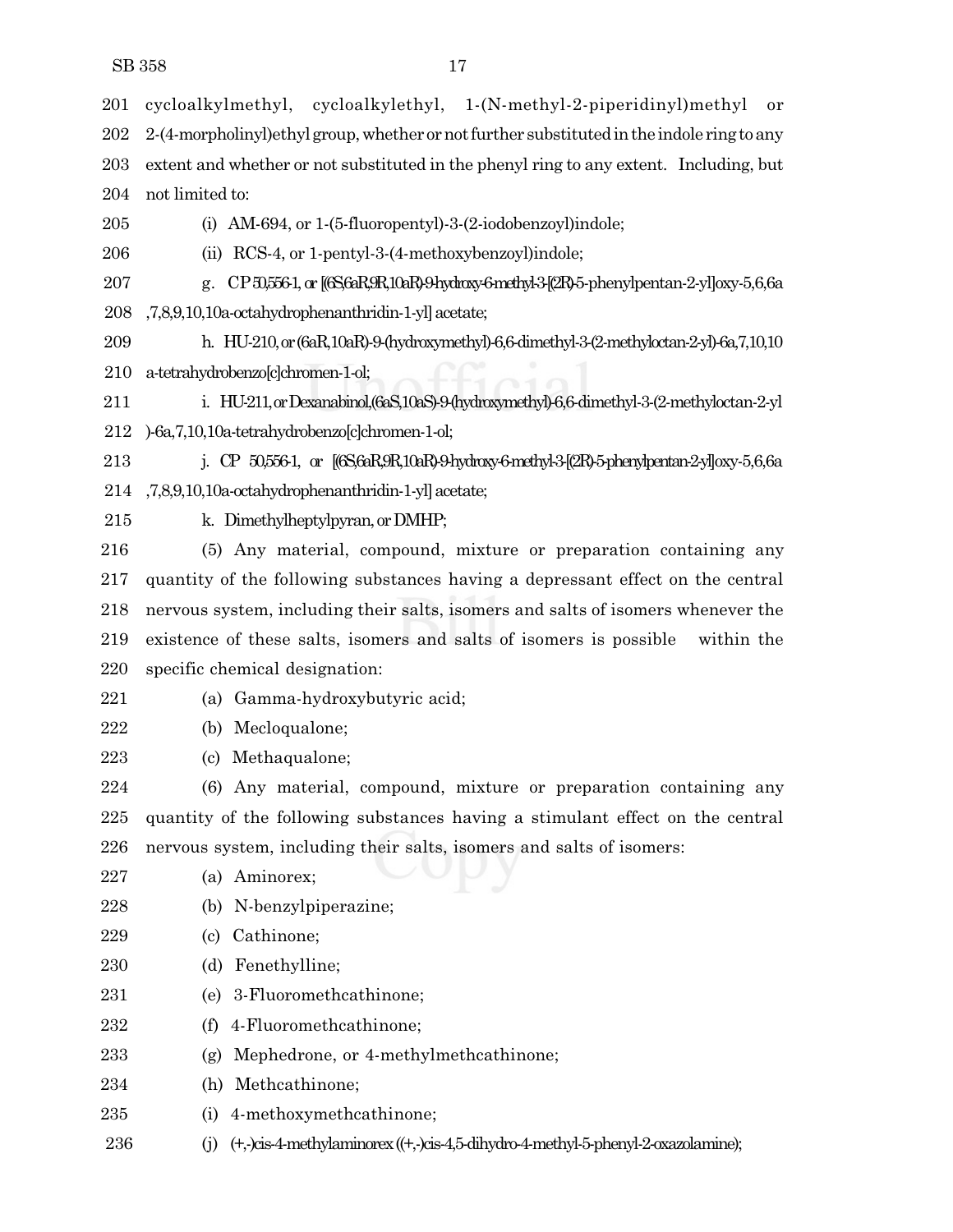201 cycloalkylmethyl, cycloalkylethyl, 1-(N-methyl-2-piperidinyl)methyl or
202 2-(4-morpholinyl)ethyl group, whether or not further substituted in the indole ring to any
203 extent and whether or not substituted in the phenyl ring to any extent. Including, but
204 not limited to:

205 (i) AM-694, or 1-(5-fluoropentyl)-3-(2-iodobenzoyl)indole;

206 (ii) RCS-4, or 1-pentyl-3-(4-methoxybenzoyl)indole;

207 g. CP 50,556-1, or [(6S,6aR,9R,10aR)-9-hydroxy-6-methyl-3-[(2R)-5-phenylpentan-2-yl]oxy-5,6,6a
208 ,7,8,9,10,10a-octahydrophenanthridin-1-yl] acetate;

209 h. HU-210, or (6aR,10aR)-9-(hydroxymethyl)-6,6-dimethyl-3-(2-methyloctan-2-yl)-6a,7,10,10
210 a-tetrahydrobenzo[c]chromen-1-ol;

211 i. HU-211, or Dexanabinol, (6aS,10aS)-9-(hydroxymethyl)-6,6-dimethyl-3-(2-methyloctan-2-yl
212 )-6a,7,10,10a-tetrahydrobenzo[c]chromen-1-ol;

213 j. CP 50,556-1, or [(6S,6aR,9R,10aR)-9-hydroxy-6-methyl-3-[(2R)-5-phenylpentan-2-yl]oxy-5,6,6a
214 ,7,8,9,10,10a-octahydrophenanthridin-1-yl] acetate;

215 k. Dimethylheptylpyran, or DMHP;

216 (5) Any material, compound, mixture or preparation containing any
217 quantity of the following substances having a depressant effect on the central
218 nervous system, including their salts, isomers and salts of isomers whenever the
219 existence of these salts, isomers and salts of isomers is possible within the
220 specific chemical designation:

221 (a) Gamma-hydroxybutyric acid;

222 (b) Mecloqualone;

223 (c) Methaqualone;

224 (6) Any material, compound, mixture or preparation containing any
225 quantity of the following substances having a stimulant effect on the central
226 nervous system, including their salts, isomers and salts of isomers:

227 (a) Aminorex;

228 (b) N-benzylpiperazine;

229 (c) Cathinone;

230 (d) Fenethylline;

231 (e) 3-Fluoromethcathinone;

232 (f) 4-Fluoromethcathinone;

233 (g) Mephedrone, or 4-methylmethcathinone;

234 (h) Methcathinone;

235 (i) 4-methoxymethcathinone;

236 (j) (+,-)cis-4-methylaminorex ((+,-)cis-4,5-dihydro-4-methyl-5-phenyl-2-oxazolamine);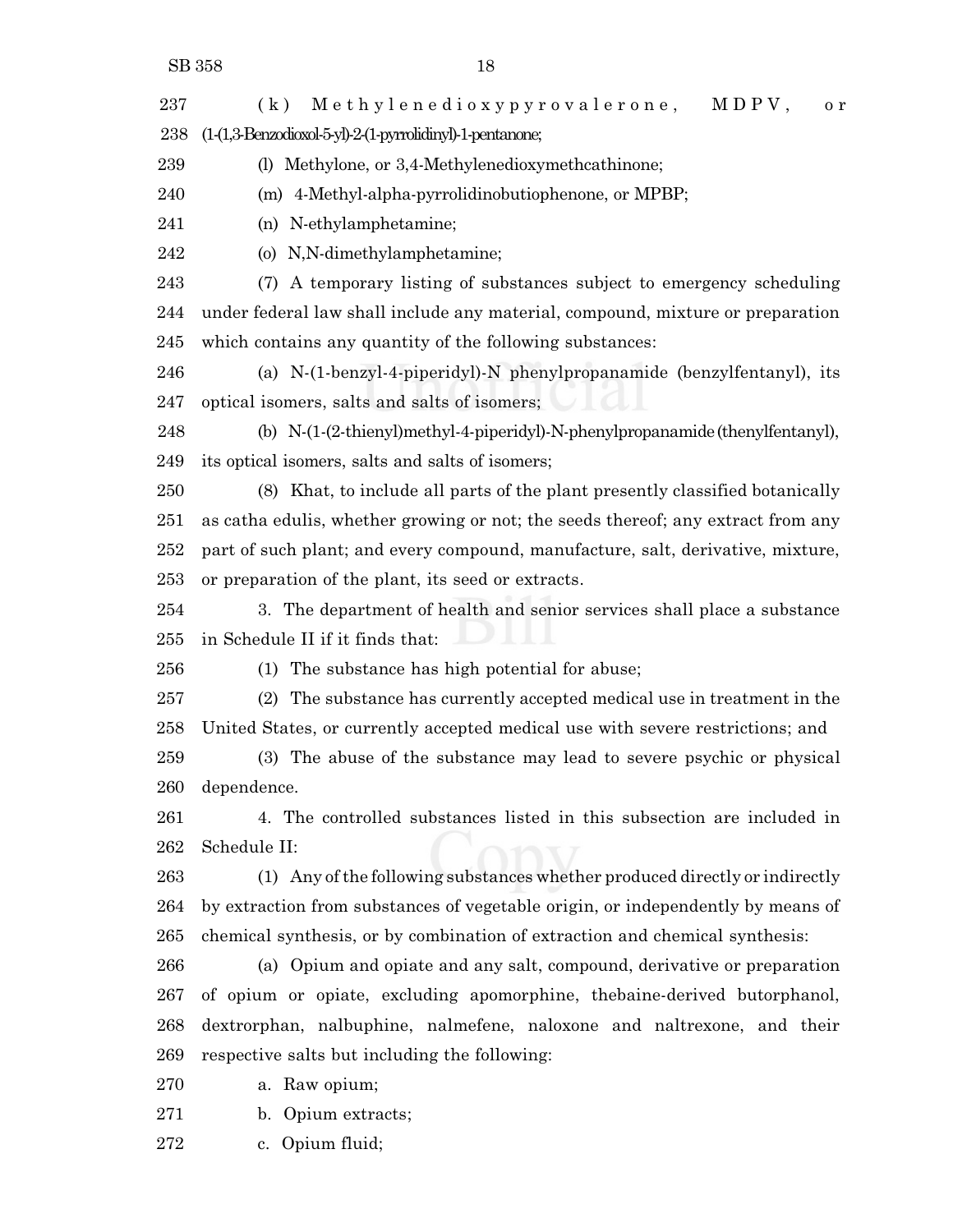(k) Methylenedioxypyrovalerone, MDPV, or (1-(1,3-Benzodioxol-5-yl)-2-(1-pyrrolidinyl)-1-pentanone;

(l) Methylone, or 3,4-Methylenedioxymethcathinone;

(m) 4-Methyl-alpha-pyrrolidinobutiophenone, or MPBP;

(n) N-ethylamphetamine;

(o) N,N-dimethylamphetamine;

(7) A temporary listing of substances subject to emergency scheduling under federal law shall include any material, compound, mixture or preparation which contains any quantity of the following substances:

(a) N-(1-benzyl-4-piperidyl)-N phenylpropanamide (benzylfentanyl), its optical isomers, salts and salts of isomers;

(b) N-(1-(2-thienyl)methyl-4-piperidyl)-N-phenylpropanamide (thenylfentanyl), its optical isomers, salts and salts of isomers;

(8) Khat, to include all parts of the plant presently classified botanically as catha edulis, whether growing or not; the seeds thereof; any extract from any part of such plant; and every compound, manufacture, salt, derivative, mixture, or preparation of the plant, its seed or extracts.

3. The department of health and senior services shall place a substance in Schedule II if it finds that:

(1) The substance has high potential for abuse;

(2) The substance has currently accepted medical use in treatment in the United States, or currently accepted medical use with severe restrictions; and

(3) The abuse of the substance may lead to severe psychic or physical dependence.

4. The controlled substances listed in this subsection are included in Schedule II:

(1) Any of the following substances whether produced directly or indirectly by extraction from substances of vegetable origin, or independently by means of chemical synthesis, or by combination of extraction and chemical synthesis:

(a) Opium and opiate and any salt, compound, derivative or preparation of opium or opiate, excluding apomorphine, thebaine-derived butorphanol, dextrorphan, nalbuphine, nalmefene, naloxone and naltrexone, and their respective salts but including the following:

a. Raw opium;

b. Opium extracts;

c. Opium fluid;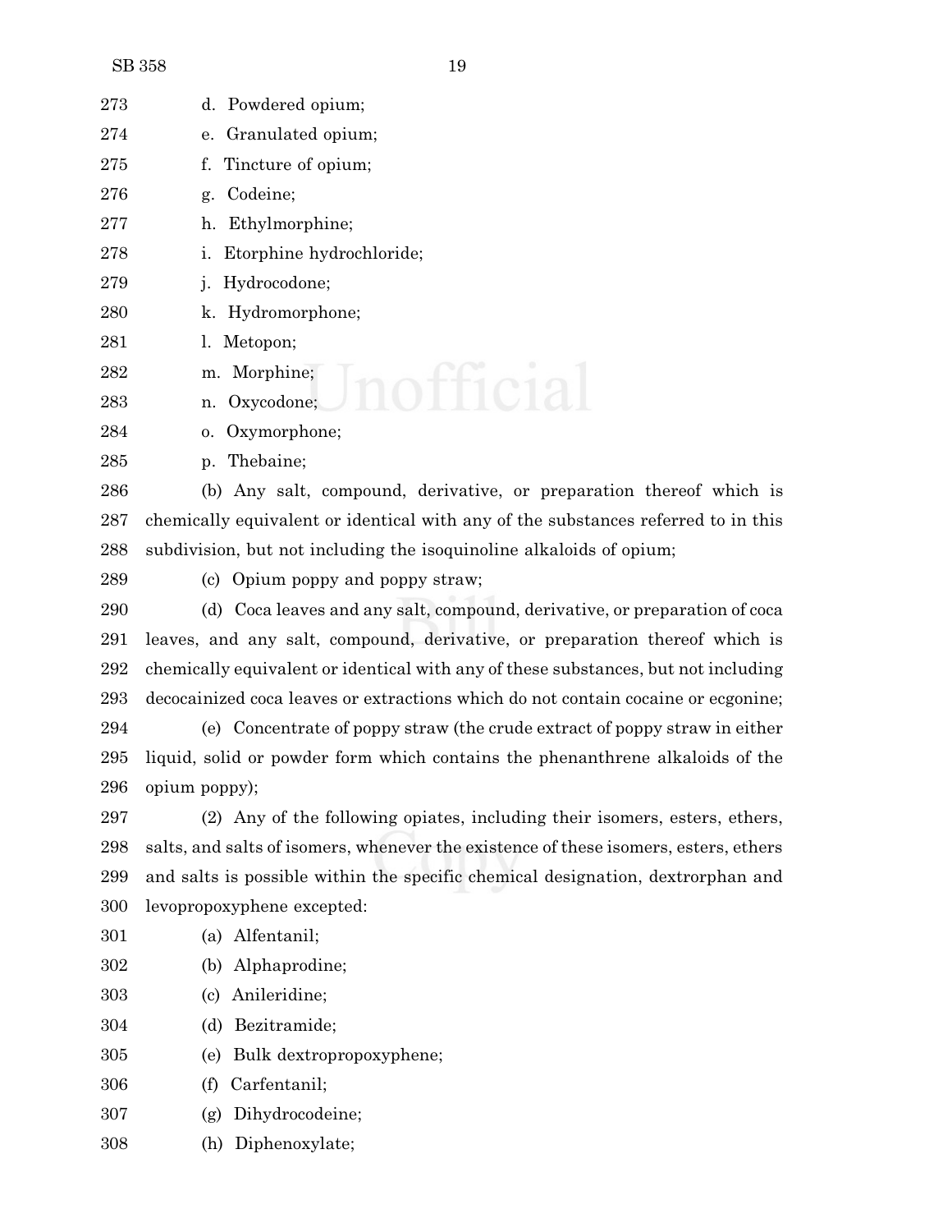d. Powdered opium;

e. Granulated opium;

f. Tincture of opium;

g. Codeine;

h. Ethylmorphine;

i. Etorphine hydrochloride;

j. Hydrocodone;

k. Hydromorphone;

l. Metopon;

m. Morphine;

n. Oxycodone;

o. Oxymorphone;

p. Thebaine;

(b) Any salt, compound, derivative, or preparation thereof which is chemically equivalent or identical with any of the substances referred to in this subdivision, but not including the isoquinoline alkaloids of opium;

(c) Opium poppy and poppy straw;

(d) Coca leaves and any salt, compound, derivative, or preparation of coca leaves, and any salt, compound, derivative, or preparation thereof which is chemically equivalent or identical with any of these substances, but not including decocainized coca leaves or extractions which do not contain cocaine or ecgonine;

(e) Concentrate of poppy straw (the crude extract of poppy straw in either liquid, solid or powder form which contains the phenanthrene alkaloids of the opium poppy);

(2) Any of the following opiates, including their isomers, esters, ethers, salts, and salts of isomers, whenever the existence of these isomers, esters, ethers and salts is possible within the specific chemical designation, dextrorphan and levopropoxyphene excepted:

(a) Alfentanil;

(b) Alphaprodine;

(c) Anileridine;

(d) Bezitramide;

(e) Bulk dextropropoxyphene;

(f) Carfentanil;

(g) Dihydrocodeine;

(h) Diphenoxylate;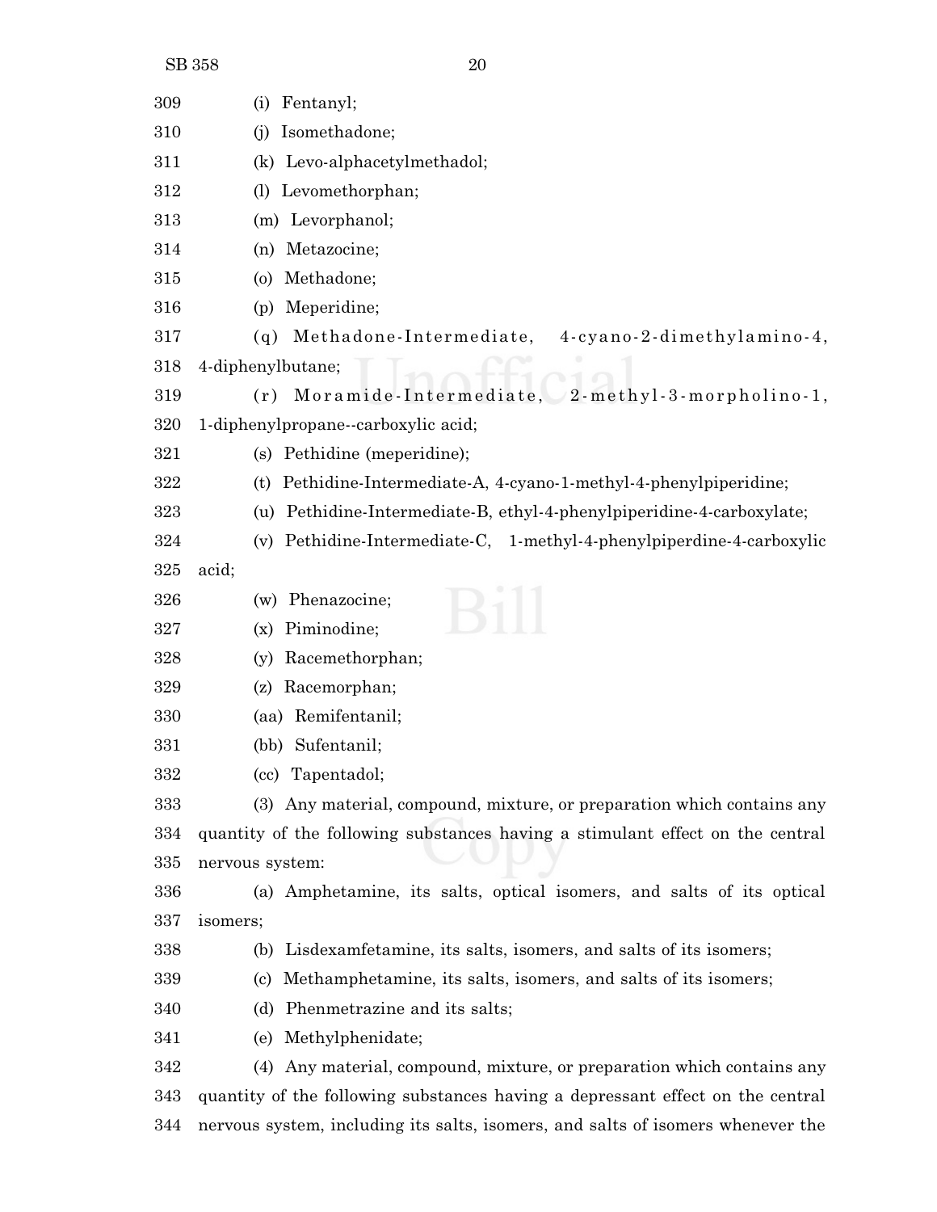(i) Fentanyl;

(j) Isomethadone;

(k) Levo-alphacetylmethadol;

(l) Levomethorphan;

(m) Levorphanol;

(n) Metazocine;

(o) Methadone;

(p) Meperidine;

(q) Methadone-Intermediate, 4-cyano-2-dimethylamino-4, 4-diphenylbutane;

(r) Moramide-Intermediate, 2-methyl-3-morpholino-1, 1-diphenylpropane--carboxylic acid;

(s) Pethidine (meperidine);

(t) Pethidine-Intermediate-A, 4-cyano-1-methyl-4-phenylpiperidine;

(u) Pethidine-Intermediate-B, ethyl-4-phenylpiperidine-4-carboxylate;

(v) Pethidine-Intermediate-C, 1-methyl-4-phenylpiperdine-4-carboxylic acid;

(w) Phenazocine;

(x) Piminodine;

(y) Racemethorphan;

(z) Racemorphan;

(aa) Remifentanil;

(bb) Sufentanil;

(cc) Tapentadol;

(3) Any material, compound, mixture, or preparation which contains any quantity of the following substances having a stimulant effect on the central nervous system:

(a) Amphetamine, its salts, optical isomers, and salts of its optical isomers;

(b) Lisdexamfetamine, its salts, isomers, and salts of its isomers;

(c) Methamphetamine, its salts, isomers, and salts of its isomers;

(d) Phenmetrazine and its salts;

(e) Methylphenidate;

(4) Any material, compound, mixture, or preparation which contains any quantity of the following substances having a depressant effect on the central nervous system, including its salts, isomers, and salts of isomers whenever the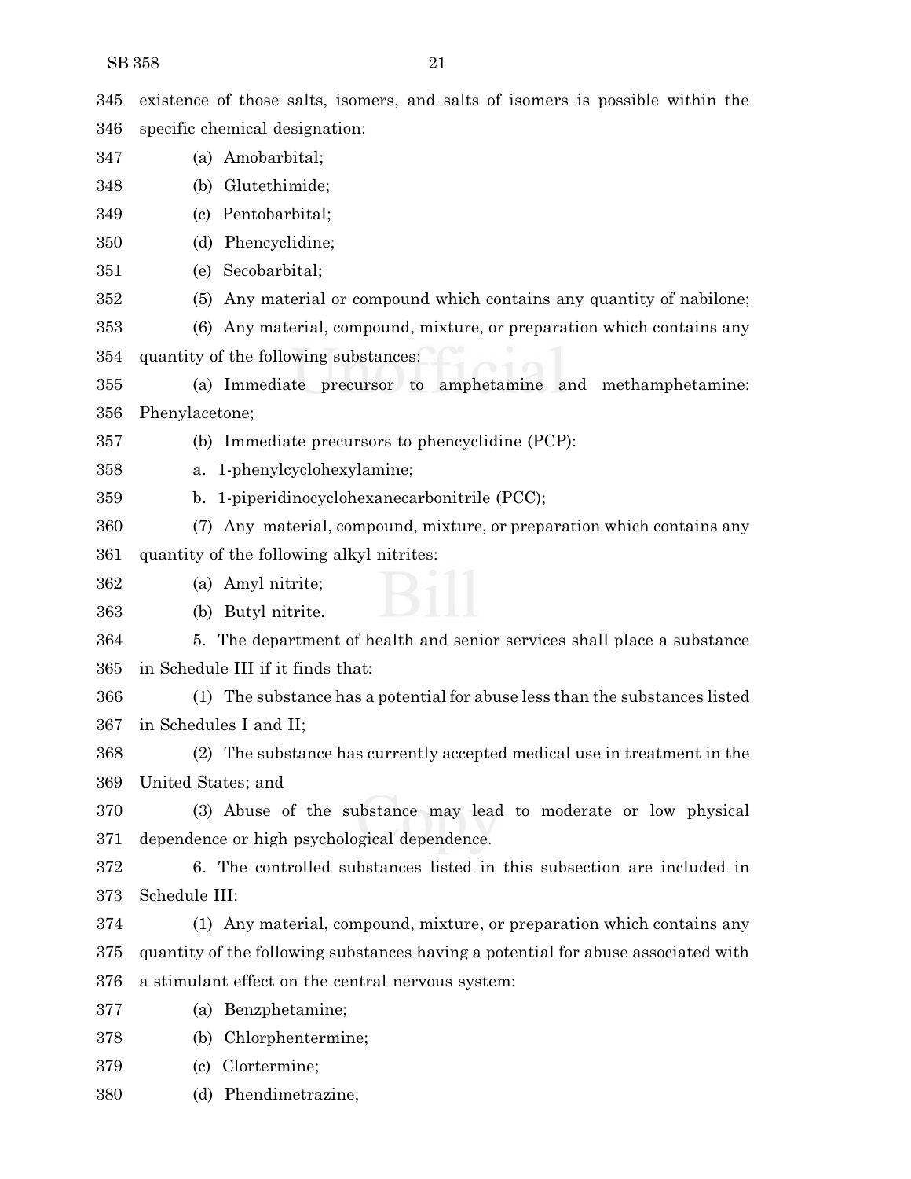345 existence of those salts, isomers, and salts of isomers is possible within the
346 specific chemical designation:

347 (a) Amobarbital;

348 (b) Glutethimide;

349 (c) Pentobarbital;

350 (d) Phencyclidine;

351 (e) Secobarbital;

352 (5) Any material or compound which contains any quantity of nabilone;

353 (6) Any material, compound, mixture, or preparation which contains any
354 quantity of the following substances:

355 (a) Immediate precursor to amphetamine and methamphetamine:
356 Phenylacetone;

357 (b) Immediate precursors to phencyclidine (PCP):

358 a. 1-phenylcyclohexylamine;

359 b. 1-piperidinocyclohexanecarbonitrile (PCC);

360 (7) Any material, compound, mixture, or preparation which contains any
361 quantity of the following alkyl nitrites:

362 (a) Amyl nitrite;

363 (b) Butyl nitrite.

364 5. The department of health and senior services shall place a substance
365 in Schedule III if it finds that:

366 (1) The substance has a potential for abuse less than the substances listed
367 in Schedules I and II;

368 (2) The substance has currently accepted medical use in treatment in the
369 United States; and

370 (3) Abuse of the substance may lead to moderate or low physical
371 dependence or high psychological dependence.

372 6. The controlled substances listed in this subsection are included in
373 Schedule III:

374 (1) Any material, compound, mixture, or preparation which contains any
375 quantity of the following substances having a potential for abuse associated with
376 a stimulant effect on the central nervous system:

377 (a) Benzphetamine;

378 (b) Chlorphentermine;

379 (c) Clortermine;

380 (d) Phendimetrazine;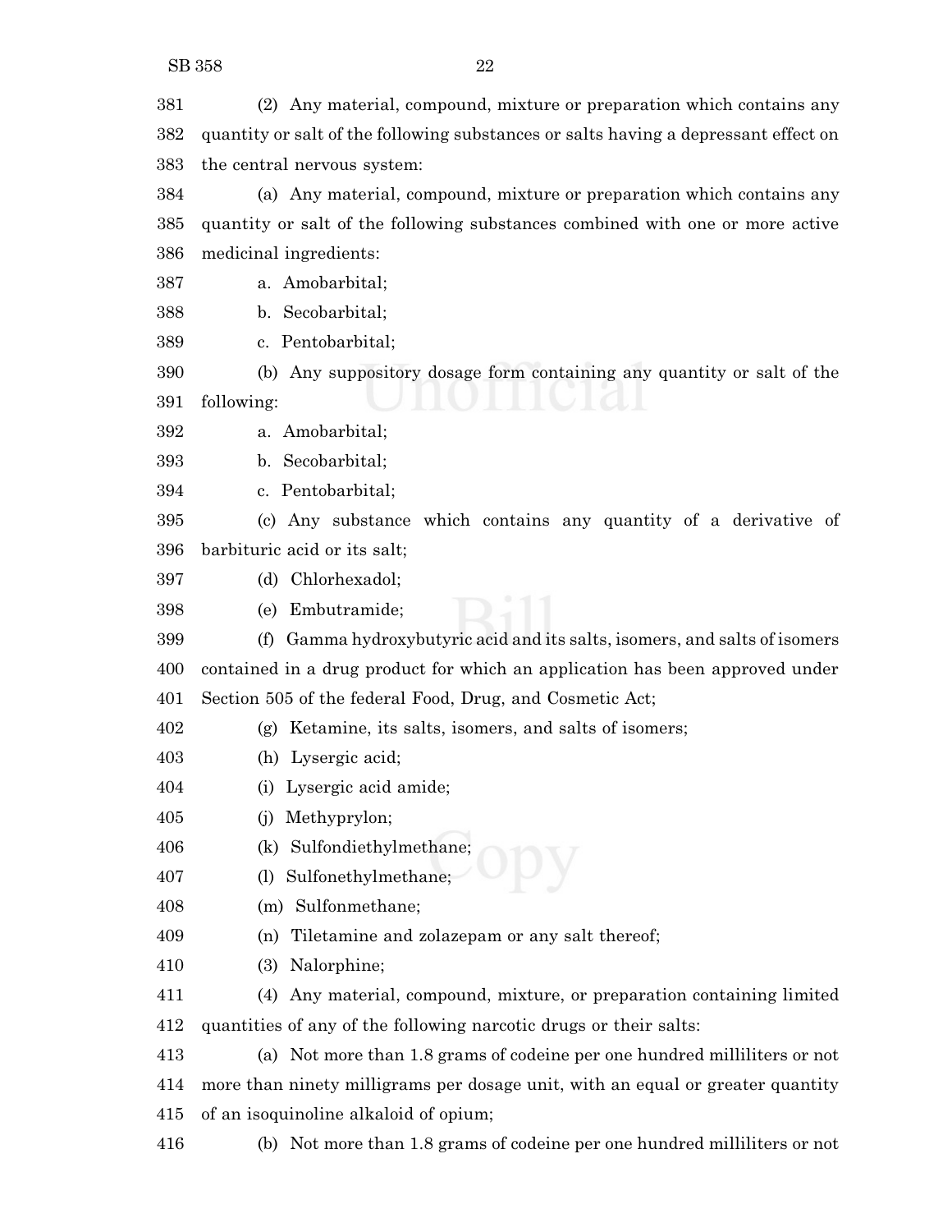(2) Any material, compound, mixture or preparation which contains any quantity or salt of the following substances or salts having a depressant effect on the central nervous system:

(a) Any material, compound, mixture or preparation which contains any quantity or salt of the following substances combined with one or more active medicinal ingredients:

a. Amobarbital;

b. Secobarbital;

c. Pentobarbital;

(b) Any suppository dosage form containing any quantity or salt of the following:

a. Amobarbital;

b. Secobarbital;

c. Pentobarbital;

(c) Any substance which contains any quantity of a derivative of barbituric acid or its salt;

(d) Chlorhexadol;

(e) Embutramide;

(f) Gamma hydroxybutyric acid and its salts, isomers, and salts of isomers contained in a drug product for which an application has been approved under Section 505 of the federal Food, Drug, and Cosmetic Act;

(g) Ketamine, its salts, isomers, and salts of isomers;

(h) Lysergic acid;

(i) Lysergic acid amide;

(j) Methyprylon;

(k) Sulfondiethylmethane;

(l) Sulfonethylmethane;

(m) Sulfonmethane;

(n) Tiletamine and zolazepam or any salt thereof;

(3) Nalorphine;

(4) Any material, compound, mixture, or preparation containing limited quantities of any of the following narcotic drugs or their salts:

(a) Not more than 1.8 grams of codeine per one hundred milliliters or not more than ninety milligrams per dosage unit, with an equal or greater quantity of an isoquinoline alkaloid of opium;

(b) Not more than 1.8 grams of codeine per one hundred milliliters or not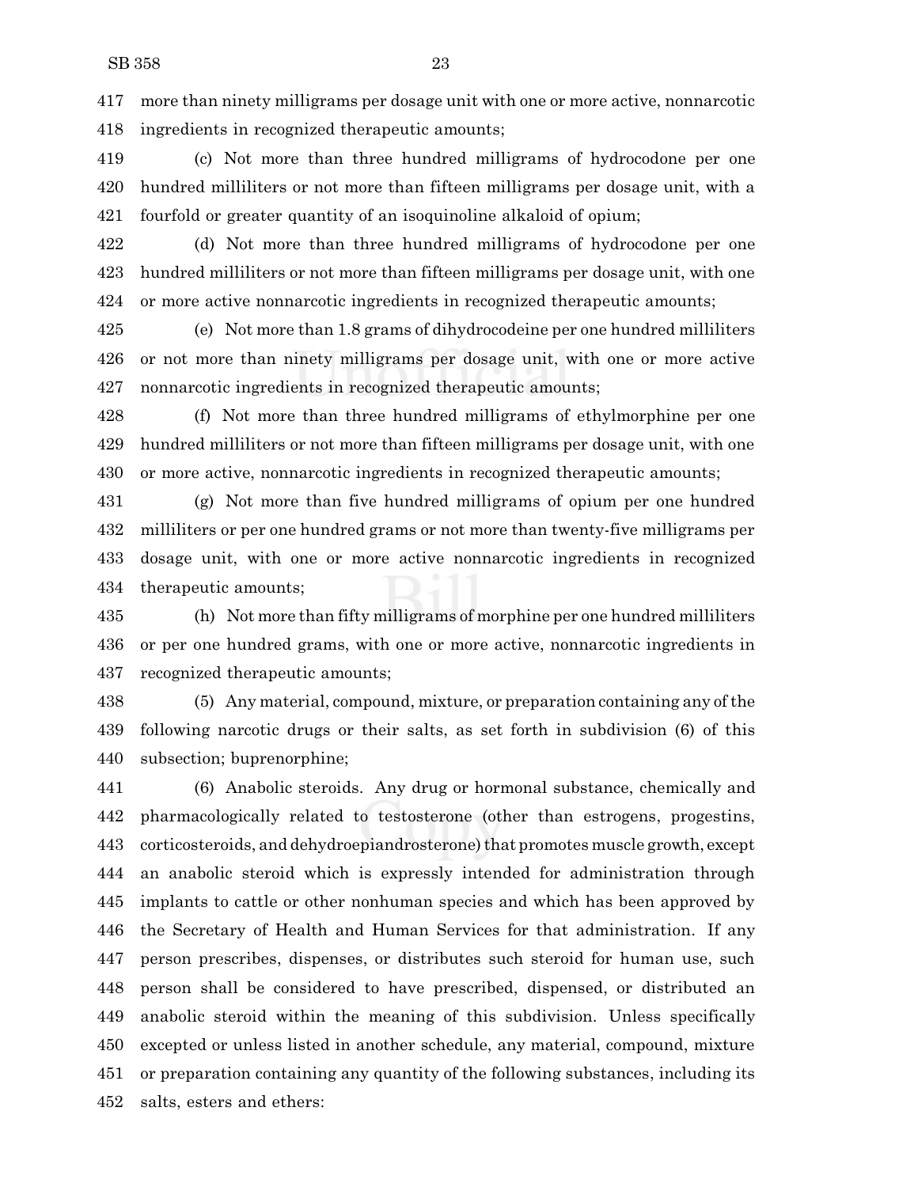more than ninety milligrams per dosage unit with one or more active, nonnarcotic ingredients in recognized therapeutic amounts;

(c) Not more than three hundred milligrams of hydrocodone per one hundred milliliters or not more than fifteen milligrams per dosage unit, with a fourfold or greater quantity of an isoquinoline alkaloid of opium;

(d) Not more than three hundred milligrams of hydrocodone per one hundred milliliters or not more than fifteen milligrams per dosage unit, with one or more active nonnarcotic ingredients in recognized therapeutic amounts;

(e) Not more than 1.8 grams of dihydrocodeine per one hundred milliliters or not more than ninety milligrams per dosage unit, with one or more active nonnarcotic ingredients in recognized therapeutic amounts;

(f) Not more than three hundred milligrams of ethylmorphine per one hundred milliliters or not more than fifteen milligrams per dosage unit, with one or more active, nonnarcotic ingredients in recognized therapeutic amounts;

(g) Not more than five hundred milligrams of opium per one hundred milliliters or per one hundred grams or not more than twenty-five milligrams per dosage unit, with one or more active nonnarcotic ingredients in recognized therapeutic amounts;

(h) Not more than fifty milligrams of morphine per one hundred milliliters or per one hundred grams, with one or more active, nonnarcotic ingredients in recognized therapeutic amounts;

(5) Any material, compound, mixture, or preparation containing any of the following narcotic drugs or their salts, as set forth in subdivision (6) of this subsection; buprenorphine;

(6) Anabolic steroids. Any drug or hormonal substance, chemically and pharmacologically related to testosterone (other than estrogens, progestins, corticosteroids, and dehydroepiandrosterone) that promotes muscle growth, except an anabolic steroid which is expressly intended for administration through implants to cattle or other nonhuman species and which has been approved by the Secretary of Health and Human Services for that administration. If any person prescribes, dispenses, or distributes such steroid for human use, such person shall be considered to have prescribed, dispensed, or distributed an anabolic steroid within the meaning of this subdivision. Unless specifically excepted or unless listed in another schedule, any material, compound, mixture or preparation containing any quantity of the following substances, including its salts, esters and ethers: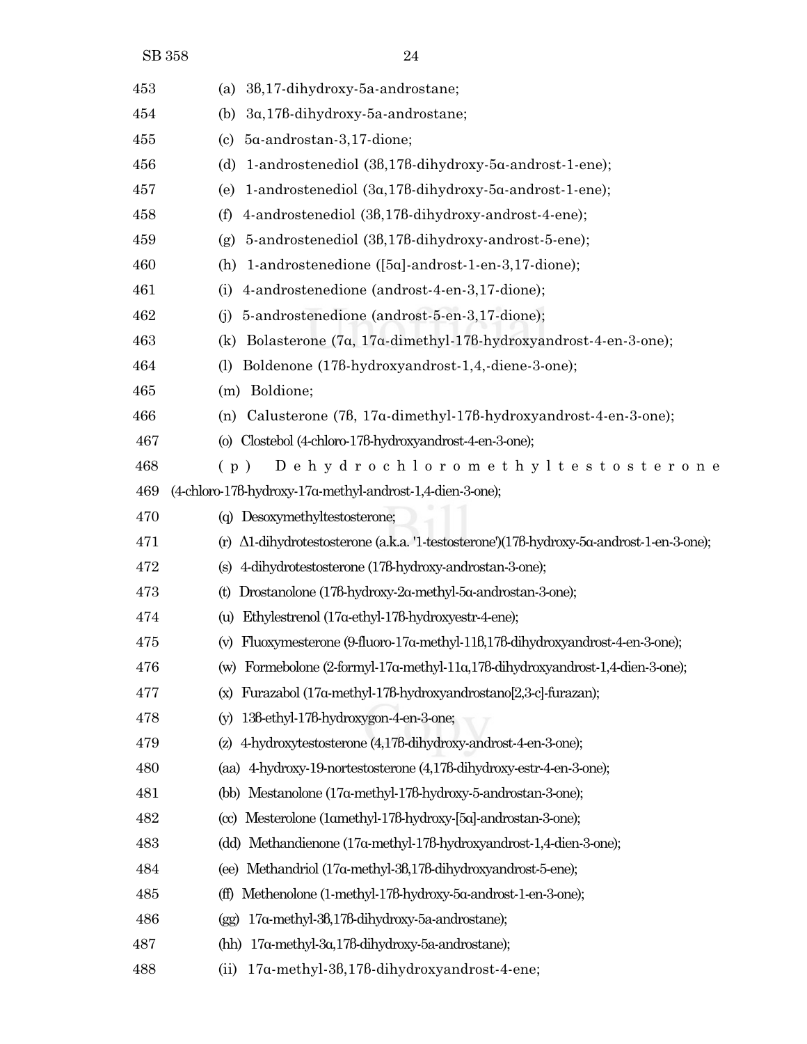453 (a) 3β,17-dihydroxy-5a-androstane;

454 (b) 3α,17β-dihydroxy-5a-androstane;

455 (c) 5α-androstan-3,17-dione;

456 (d) 1-androstenediol (3β,17β-dihydroxy-5α-androst-1-ene);

457 (e) 1-androstenediol (3α,17β-dihydroxy-5α-androst-1-ene);

458 (f) 4-androstenediol (3β,17β-dihydroxy-androst-4-ene);

459 (g) 5-androstenediol (3β,17β-dihydroxy-androst-5-ene);

460 (h) 1-androstenedione ([5α]-androst-1-en-3,17-dione);

461 (i) 4-androstenedione (androst-4-en-3,17-dione);

462 (j) 5-androstenedione (androst-5-en-3,17-dione);

463 (k) Bolasterone (7α, 17α-dimethyl-17β-hydroxyandrost-4-en-3-one);

464 (l) Boldenone (17β-hydroxyandrost-1,4,-diene-3-one);

465 (m) Boldione;

466 (n) Calusterone (7β, 17α-dimethyl-17β-hydroxyandrost-4-en-3-one);

467 (o) Clostebol (4-chloro-17β-hydroxyandrost-4-en-3-one);

468 (p) Dehydrochloromethyltestosterone

469 (4-chloro-17β-hydroxy-17α-methyl-androst-1,4-dien-3-one);

470 (q) Desoxymethyltestosterone;

471 (r) Δ1-dihydrotestosterone (a.k.a. '1-testosterone')(17β-hydroxy-5α-androst-1-en-3-one);

472 (s) 4-dihydrotestosterone (17β-hydroxy-androstan-3-one);

473 (t) Drostanolone (17β-hydroxy-2α-methyl-5α-androstan-3-one);

474 (u) Ethylestrenol (17α-ethyl-17β-hydroxyestr-4-ene);

475 (v) Fluoxymesterone (9-fluoro-17α-methyl-11β,17β-dihydroxyandrost-4-en-3-one);

476 (w) Formebolone (2-formyl-17α-methyl-11α,17β-dihydroxyandrost-1,4-dien-3-one);

477 (x) Furazabol (17α-methyl-17β-hydroxyandrostano[2,3-c]-furazan);

478 (y) 13β-ethyl-17β-hydroxygon-4-en-3-one;

479 (z) 4-hydroxytestosterone (4,17β-dihydroxy-androst-4-en-3-one);

480 (aa) 4-hydroxy-19-nortestosterone (4,17β-dihydroxy-estr-4-en-3-one);

481 (bb) Mestanolone (17α-methyl-17β-hydroxy-5-androstan-3-one);

482 (cc) Mesterolone (1αmethyl-17β-hydroxy-[5α]-androstan-3-one);

483 (dd) Methandienone (17α-methyl-17β-hydroxyandrost-1,4-dien-3-one);

484 (ee) Methandriol (17α-methyl-3β,17β-dihydroxyandrost-5-ene);

485 (ff) Methenolone (1-methyl-17β-hydroxy-5α-androst-1-en-3-one);

486 (gg) 17α-methyl-3β,17β-dihydroxy-5a-androstane);

487 (hh) 17α-methyl-3α,17β-dihydroxy-5a-androstane);

488 (ii) 17α-methyl-3β,17β-dihydroxyandrost-4-ene;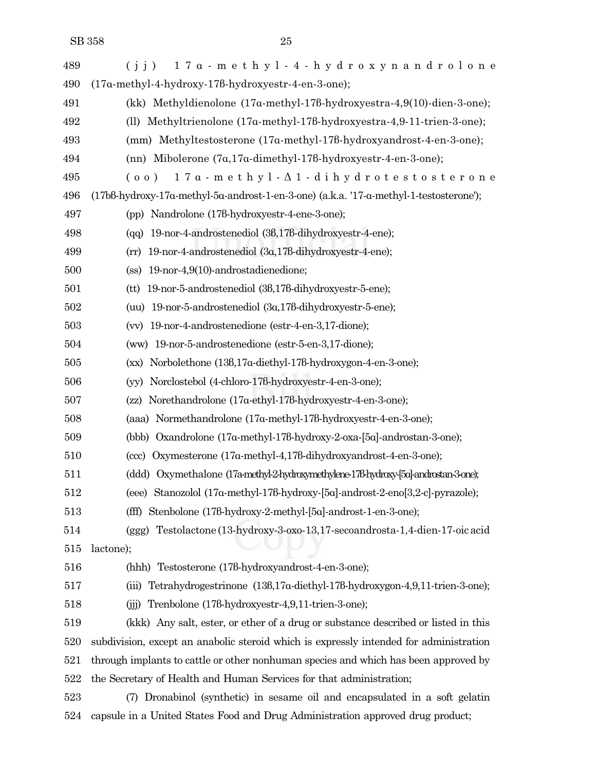(jjj) 17α-methyl-4-hydroxynandrolone (17α-methyl-4-hydroxy-17β-hydroxyestr-4-en-3-one);

(kk) Methyldienolone (17α-methyl-17β-hydroxyestra-4,9(10)-dien-3-one);

(ll) Methyltrienolone (17α-methyl-17β-hydroxyestra-4,9-11-trien-3-one);

(mm) Methyltestosterone (17α-methyl-17β-hydroxyandrost-4-en-3-one);

(nn) Mibolerone (7α,17α-dimethyl-17β-hydroxyestr-4-en-3-one);

(oo) 17α-methyl-Δ1-dihydrotestosterone (17bβ-hydroxy-17α-methyl-5α-androst-1-en-3-one) (a.k.a. '17-α-methyl-1-testosterone');

(pp) Nandrolone (17β-hydroxyestr-4-ene-3-one);

(qq) 19-nor-4-androstenediol (3β,17β-dihydroxyestr-4-ene);

(rr) 19-nor-4-androstenediol (3α,17β-dihydroxyestr-4-ene);

(ss) 19-nor-4,9(10)-androstadienedione;

(tt) 19-nor-5-androstenediol (3β,17β-dihydroxyestr-5-ene);

(uu) 19-nor-5-androstenediol (3α,17β-dihydroxyestr-5-ene);

(vv) 19-nor-4-androstenedione (estr-4-en-3,17-dione);

(ww) 19-nor-5-androstenedione (estr-5-en-3,17-dione);

(xx) Norbolethone (13β,17α-diethyl-17β-hydroxygon-4-en-3-one);

(yy) Norclostebol (4-chloro-17β-hydroxyestr-4-en-3-one);

(zz) Norethandrolone (17α-ethyl-17β-hydroxyestr-4-en-3-one);

(aaa) Normethandrolone (17α-methyl-17β-hydroxyestr-4-en-3-one);

(bbb) Oxandrolone (17α-methyl-17β-hydroxy-2-oxa-[5α]-androstan-3-one);

(ccc) Oxymesterone (17α-methyl-4,17β-dihydroxyandrost-4-en-3-one);

(ddd) Oxymethalone (17α-methyl-2-hydroxymethylene-17β-hydroxy-[5α]-androstan-3-one);

(eee) Stanozolol (17α-methyl-17β-hydroxy-[5α]-androst-2-eno[3,2-c]-pyrazole);

(fff) Stenbolone (17β-hydroxy-2-methyl-[5α]-androst-1-en-3-one);

(ggg) Testolactone (13-hydroxy-3-oxo-13,17-secoandrosta-1,4-dien-17-oic acid lactone);

(hhh) Testosterone (17β-hydroxyandrost-4-en-3-one);

(iii) Tetrahydrogestrinone (13β,17α-diethyl-17β-hydroxygon-4,9,11-trien-3-one);

(jjj) Trenbolone (17β-hydroxyestr-4,9,11-trien-3-one);

(kkk) Any salt, ester, or ether of a drug or substance described or listed in this subdivision, except an anabolic steroid which is expressly intended for administration through implants to cattle or other nonhuman species and which has been approved by the Secretary of Health and Human Services for that administration;

(7) Dronabinol (synthetic) in sesame oil and encapsulated in a soft gelatin capsule in a United States Food and Drug Administration approved drug product;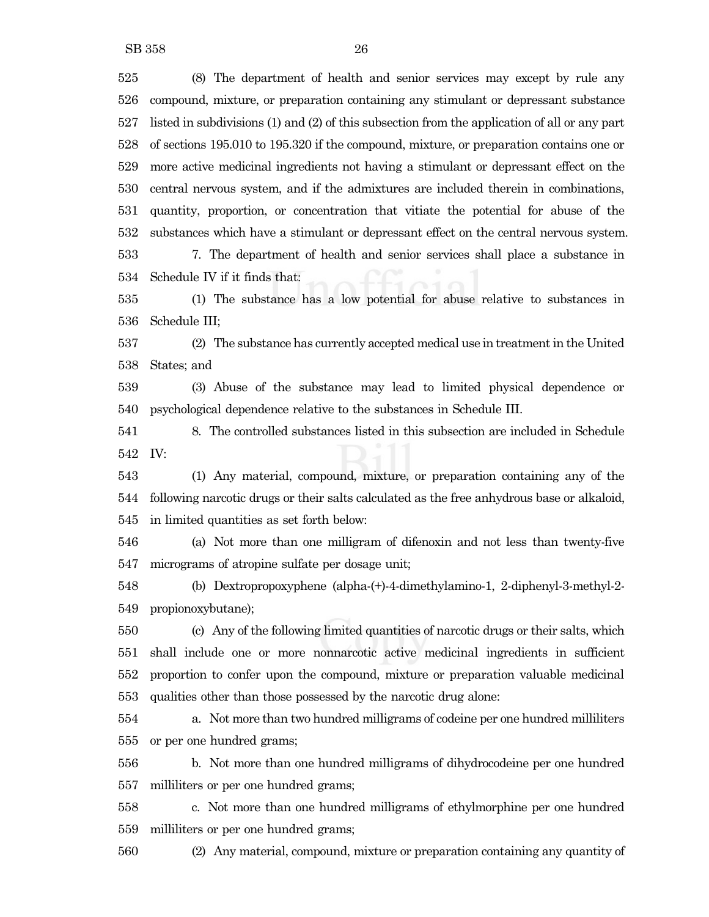(8) The department of health and senior services may except by rule any compound, mixture, or preparation containing any stimulant or depressant substance listed in subdivisions (1) and (2) of this subsection from the application of all or any part of sections 195.010 to 195.320 if the compound, mixture, or preparation contains one or more active medicinal ingredients not having a stimulant or depressant effect on the central nervous system, and if the admixtures are included therein in combinations, quantity, proportion, or concentration that vitiate the potential for abuse of the substances which have a stimulant or depressant effect on the central nervous system.

7. The department of health and senior services shall place a substance in Schedule IV if it finds that:

(1) The substance has a low potential for abuse relative to substances in Schedule III;

(2) The substance has currently accepted medical use in treatment in the United States; and

(3) Abuse of the substance may lead to limited physical dependence or psychological dependence relative to the substances in Schedule III.

8. The controlled substances listed in this subsection are included in Schedule IV:

(1) Any material, compound, mixture, or preparation containing any of the following narcotic drugs or their salts calculated as the free anhydrous base or alkaloid, in limited quantities as set forth below:

(a) Not more than one milligram of difenoxin and not less than twenty-five micrograms of atropine sulfate per dosage unit;

(b) Dextropropoxyphene (alpha-(+)-4-dimethylamino-1, 2-diphenyl-3-methyl-2-propionoxybutane);

(c) Any of the following limited quantities of narcotic drugs or their salts, which shall include one or more nonnarcotic active medicinal ingredients in sufficient proportion to confer upon the compound, mixture or preparation valuable medicinal qualities other than those possessed by the narcotic drug alone:

a. Not more than two hundred milligrams of codeine per one hundred milliliters or per one hundred grams;

b. Not more than one hundred milligrams of dihydrocodeine per one hundred milliliters or per one hundred grams;

c. Not more than one hundred milligrams of ethylmorphine per one hundred milliliters or per one hundred grams;

(2) Any material, compound, mixture or preparation containing any quantity of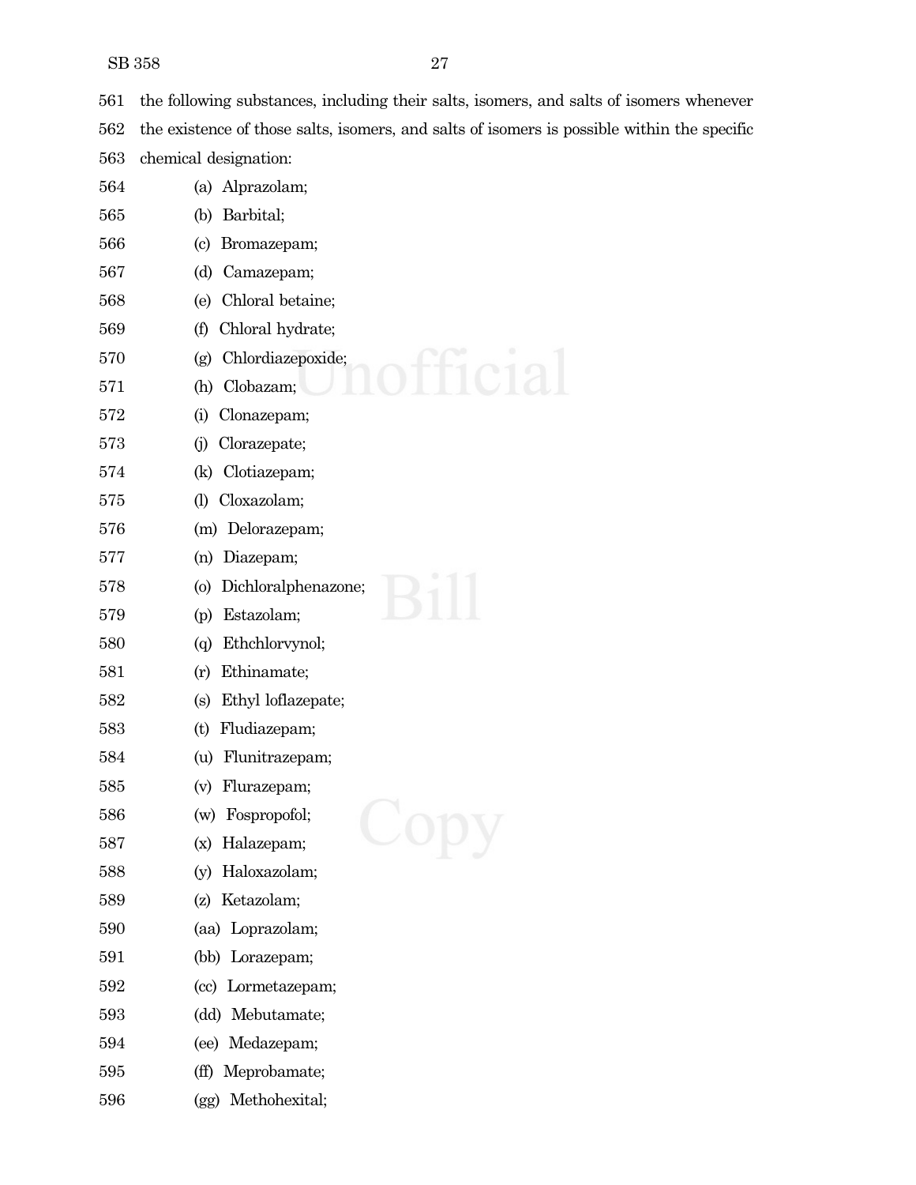561 the following substances, including their salts, isomers, and salts of isomers whenever
562 the existence of those salts, isomers, and salts of isomers is possible within the specific
563 chemical designation:

564 (a) Alprazolam;
565 (b) Barbital;
566 (c) Bromazepam;
567 (d) Camazepam;
568 (e) Chloral betaine;
569 (f) Chloral hydrate;
570 (g) Chlordiazepoxide;
571 (h) Clobazam;
572 (i) Clonazepam;
573 (j) Clorazepate;
574 (k) Clotiazepam;
575 (l) Cloxazolam;
576 (m) Delorazepam;
577 (n) Diazepam;
578 (o) Dichloralphenazone;
579 (p) Estazolam;
580 (q) Ethchlorvynol;
581 (r) Ethinamate;
582 (s) Ethyl loflazepate;
583 (t) Fludiazepam;
584 (u) Flunitrazepam;
585 (v) Flurazepam;
586 (w) Fospropofol;
587 (x) Halazepam;
588 (y) Haloxazolam;
589 (z) Ketazolam;
590 (aa) Loprazolam;
591 (bb) Lorazepam;
592 (cc) Lormetazepam;
593 (dd) Mebutamate;
594 (ee) Medazepam;
595 (ff) Meprobamate;
596 (gg) Methohexital;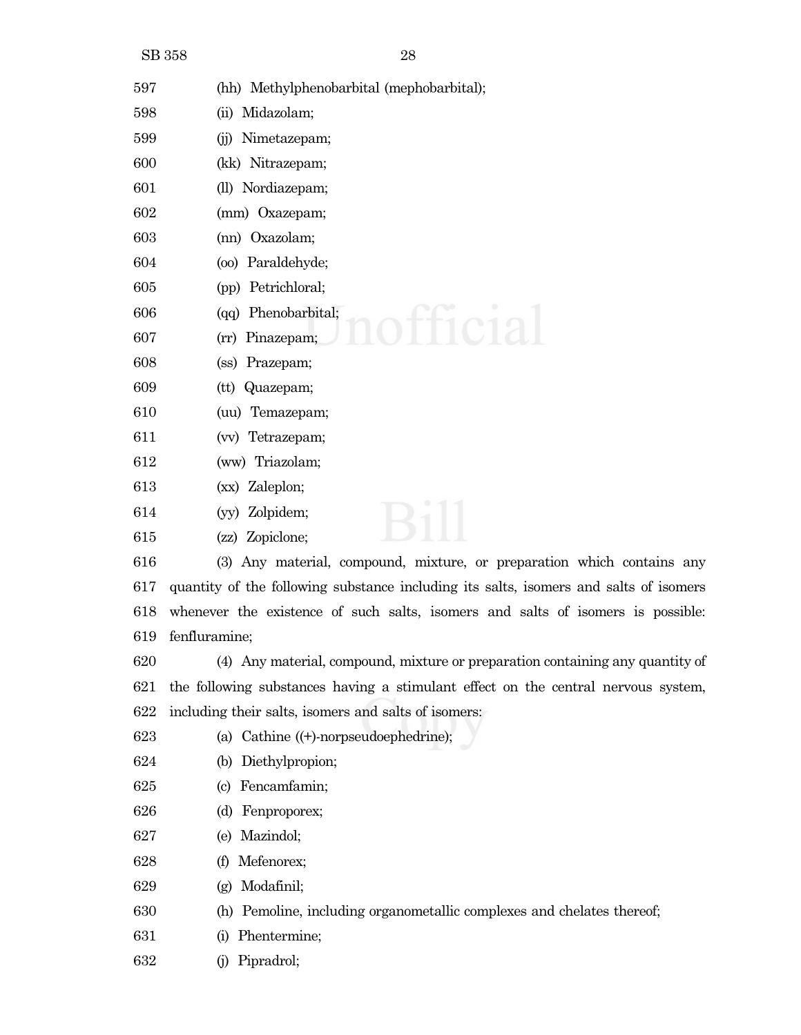597 (hh) Methylphenobarbital (mephobarbital);

598 (ii) Midazolam;

599 (jj) Nimetazepam;

600 (kk) Nitrazepam;

601 (ll) Nordiazepam;

602 (mm) Oxazepam;

603 (nn) Oxazolam;

604 (oo) Paraldehyde;

605 (pp) Petrichloral;

606 (qq) Phenobarbital;

607 (rr) Pinazepam;

608 (ss) Prazepam;

609 (tt) Quazepam;

610 (uu) Temazepam;

611 (vv) Tetrazepam;

612 (ww) Triazolam;

613 (xx) Zaleplon;

614 (yy) Zolpidem;

615 (zz) Zopiclone;

616 (3) Any material, compound, mixture, or preparation which contains any
617 quantity of the following substance including its salts, isomers and salts of isomers
618 whenever the existence of such salts, isomers and salts of isomers is possible:
619 fenfluramine;

620 (4) Any material, compound, mixture or preparation containing any quantity of
621 the following substances having a stimulant effect on the central nervous system,
622 including their salts, isomers and salts of isomers:

623 (a) Cathine ((+)-norpseudoephedrine);

624 (b) Diethylpropion;

625 (c) Fencamfamin;

626 (d) Fenproporex;

627 (e) Mazindol;

628 (f) Mefenorex;

629 (g) Modafinil;

630 (h) Pemoline, including organometallic complexes and chelates thereof;

631 (i) Phentermine;

632 (j) Pipradrol;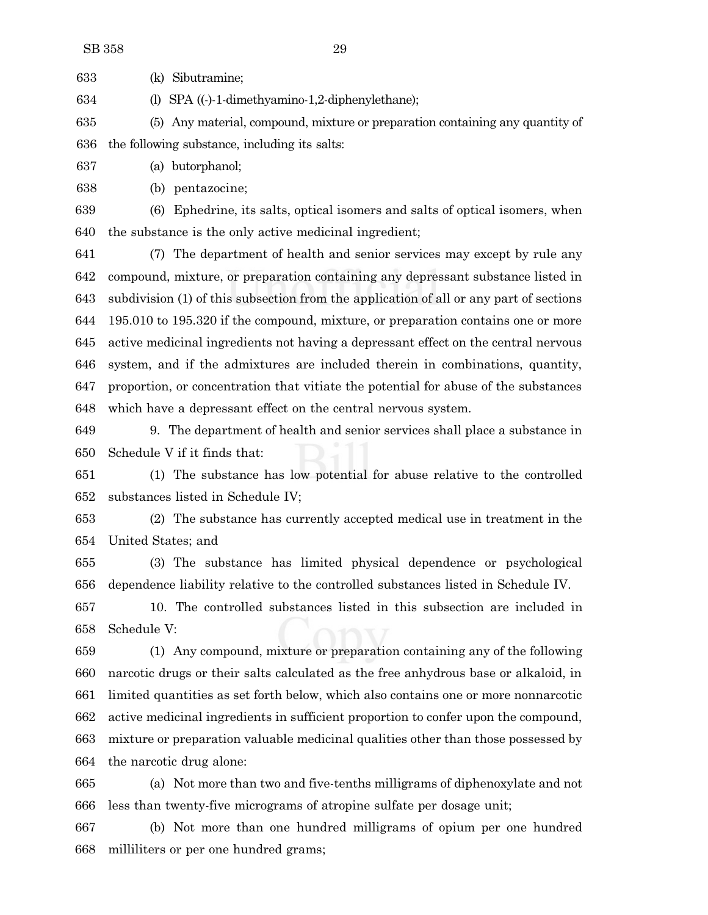(k) Sibutramine;

(l) SPA ((-)-1-dimethyamino-1,2-diphenylethane);

(5) Any material, compound, mixture or preparation containing any quantity of the following substance, including its salts:

(a) butorphanol;

(b) pentazocine;

(6) Ephedrine, its salts, optical isomers and salts of optical isomers, when the substance is the only active medicinal ingredient;

(7) The department of health and senior services may except by rule any compound, mixture, or preparation containing any depressant substance listed in subdivision (1) of this subsection from the application of all or any part of sections 195.010 to 195.320 if the compound, mixture, or preparation contains one or more active medicinal ingredients not having a depressant effect on the central nervous system, and if the admixtures are included therein in combinations, quantity, proportion, or concentration that vitiate the potential for abuse of the substances which have a depressant effect on the central nervous system.

9. The department of health and senior services shall place a substance in Schedule V if it finds that:

(1) The substance has low potential for abuse relative to the controlled substances listed in Schedule IV;

(2) The substance has currently accepted medical use in treatment in the United States; and

(3) The substance has limited physical dependence or psychological dependence liability relative to the controlled substances listed in Schedule IV.

10. The controlled substances listed in this subsection are included in Schedule V:

(1) Any compound, mixture or preparation containing any of the following narcotic drugs or their salts calculated as the free anhydrous base or alkaloid, in limited quantities as set forth below, which also contains one or more nonnarcotic active medicinal ingredients in sufficient proportion to confer upon the compound, mixture or preparation valuable medicinal qualities other than those possessed by the narcotic drug alone:

(a) Not more than two and five-tenths milligrams of diphenoxylate and not less than twenty-five micrograms of atropine sulfate per dosage unit;

(b) Not more than one hundred milligrams of opium per one hundred milliliters or per one hundred grams;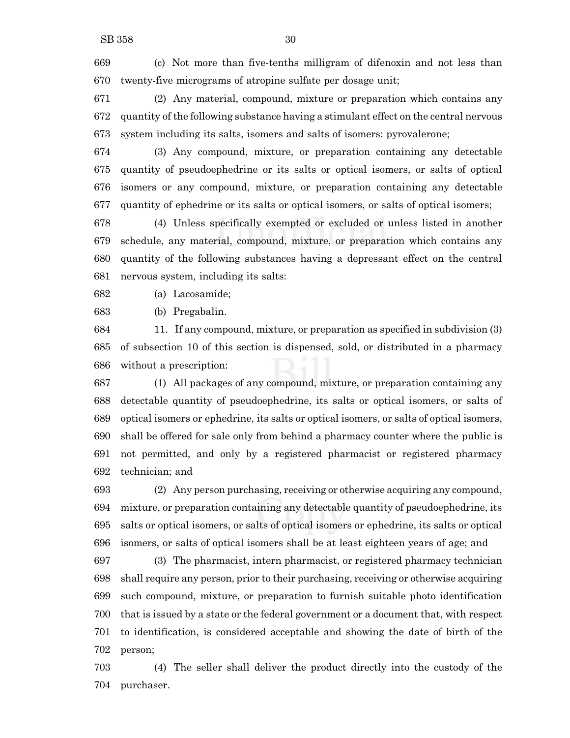(c) Not more than five-tenths milligram of difenoxin and not less than twenty-five micrograms of atropine sulfate per dosage unit;

(2) Any material, compound, mixture or preparation which contains any quantity of the following substance having a stimulant effect on the central nervous system including its salts, isomers and salts of isomers: pyrovalerone;

(3) Any compound, mixture, or preparation containing any detectable quantity of pseudoephedrine or its salts or optical isomers, or salts of optical isomers or any compound, mixture, or preparation containing any detectable quantity of ephedrine or its salts or optical isomers, or salts of optical isomers;

(4) Unless specifically exempted or excluded or unless listed in another schedule, any material, compound, mixture, or preparation which contains any quantity of the following substances having a depressant effect on the central nervous system, including its salts:

(a) Lacosamide;

(b) Pregabalin.

11. If any compound, mixture, or preparation as specified in subdivision (3) of subsection 10 of this section is dispensed, sold, or distributed in a pharmacy without a prescription:

(1) All packages of any compound, mixture, or preparation containing any detectable quantity of pseudoephedrine, its salts or optical isomers, or salts of optical isomers or ephedrine, its salts or optical isomers, or salts of optical isomers, shall be offered for sale only from behind a pharmacy counter where the public is not permitted, and only by a registered pharmacist or registered pharmacy technician; and

(2) Any person purchasing, receiving or otherwise acquiring any compound, mixture, or preparation containing any detectable quantity of pseudoephedrine, its salts or optical isomers, or salts of optical isomers or ephedrine, its salts or optical isomers, or salts of optical isomers shall be at least eighteen years of age; and

(3) The pharmacist, intern pharmacist, or registered pharmacy technician shall require any person, prior to their purchasing, receiving or otherwise acquiring such compound, mixture, or preparation to furnish suitable photo identification that is issued by a state or the federal government or a document that, with respect to identification, is considered acceptable and showing the date of birth of the person;

(4) The seller shall deliver the product directly into the custody of the purchaser.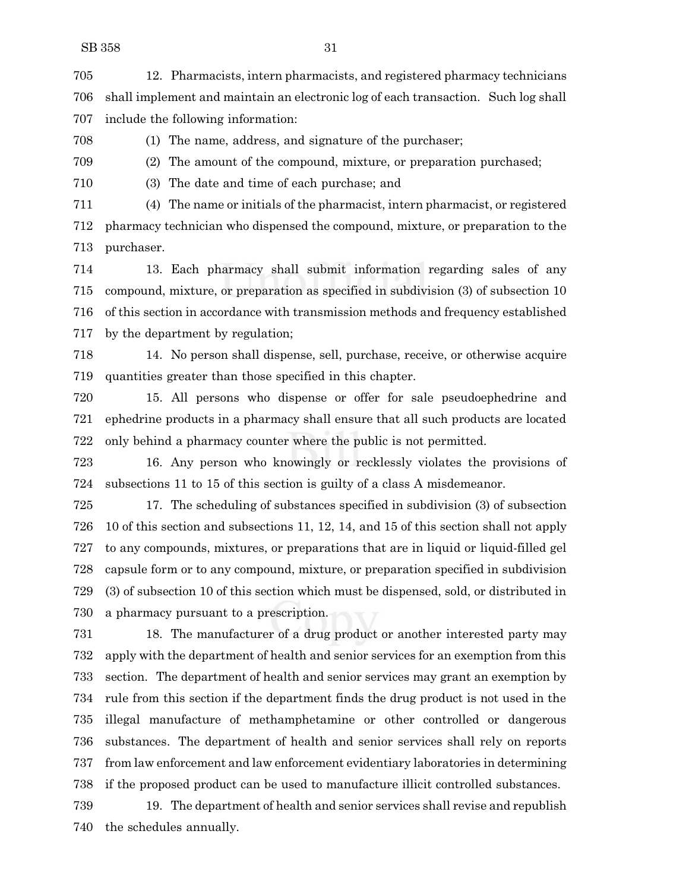12. Pharmacists, intern pharmacists, and registered pharmacy technicians shall implement and maintain an electronic log of each transaction. Such log shall include the following information:

(1) The name, address, and signature of the purchaser;

(2) The amount of the compound, mixture, or preparation purchased;

(3) The date and time of each purchase; and

(4) The name or initials of the pharmacist, intern pharmacist, or registered pharmacy technician who dispensed the compound, mixture, or preparation to the purchaser.

13. Each pharmacy shall submit information regarding sales of any compound, mixture, or preparation as specified in subdivision (3) of subsection 10 of this section in accordance with transmission methods and frequency established by the department by regulation;

14. No person shall dispense, sell, purchase, receive, or otherwise acquire quantities greater than those specified in this chapter.

15. All persons who dispense or offer for sale pseudoephedrine and ephedrine products in a pharmacy shall ensure that all such products are located only behind a pharmacy counter where the public is not permitted.

16. Any person who knowingly or recklessly violates the provisions of subsections 11 to 15 of this section is guilty of a class A misdemeanor.

17. The scheduling of substances specified in subdivision (3) of subsection 10 of this section and subsections 11, 12, 14, and 15 of this section shall not apply to any compounds, mixtures, or preparations that are in liquid or liquid-filled gel capsule form or to any compound, mixture, or preparation specified in subdivision (3) of subsection 10 of this section which must be dispensed, sold, or distributed in a pharmacy pursuant to a prescription.

18. The manufacturer of a drug product or another interested party may apply with the department of health and senior services for an exemption from this section. The department of health and senior services may grant an exemption by rule from this section if the department finds the drug product is not used in the illegal manufacture of methamphetamine or other controlled or dangerous substances. The department of health and senior services shall rely on reports from law enforcement and law enforcement evidentiary laboratories in determining if the proposed product can be used to manufacture illicit controlled substances.

19. The department of health and senior services shall revise and republish the schedules annually.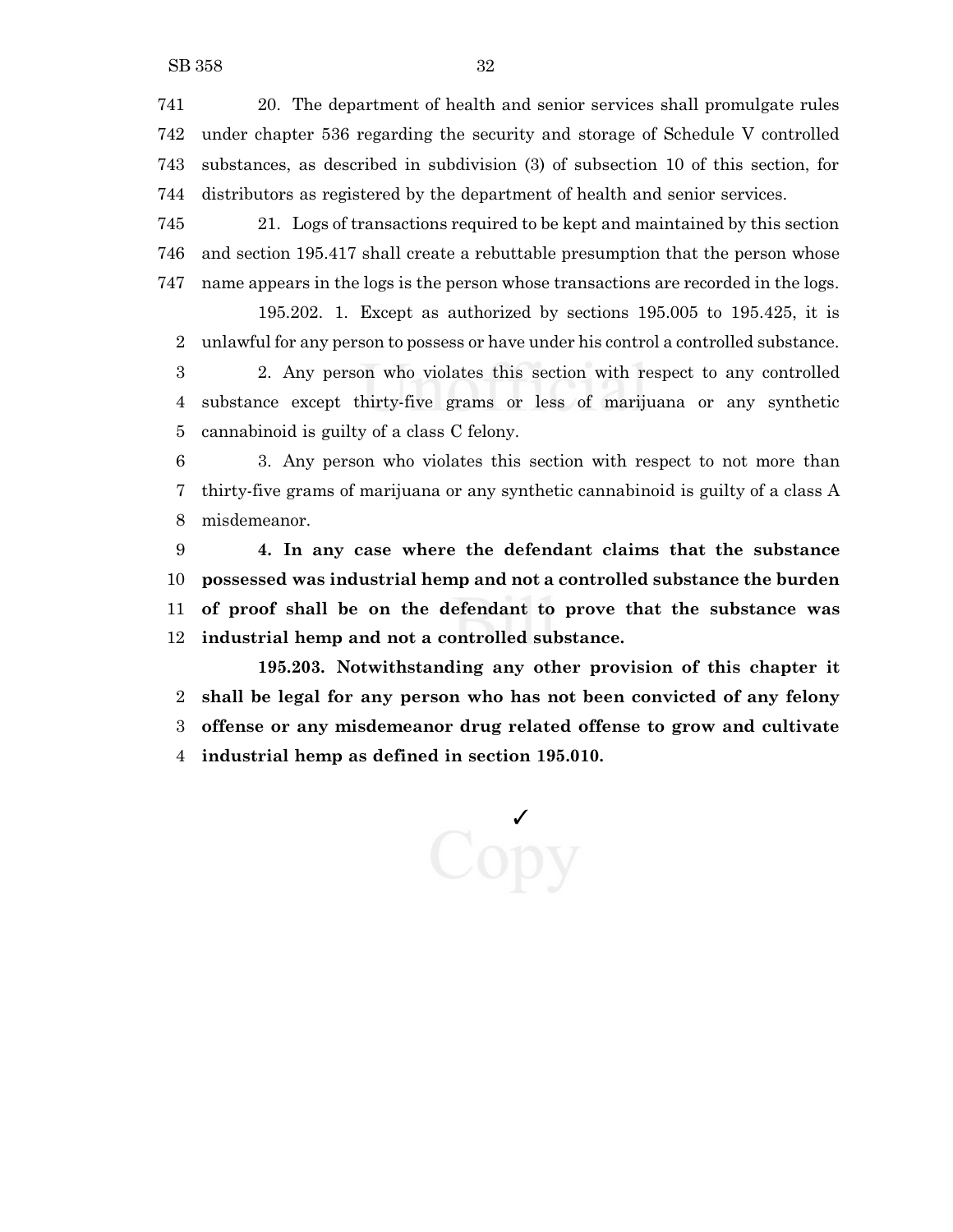741 20. The department of health and senior services shall promulgate rules 742 under chapter 536 regarding the security and storage of Schedule V controlled 743 substances, as described in subdivision (3) of subsection 10 of this section, for 744 distributors as registered by the department of health and senior services.

745 21. Logs of transactions required to be kept and maintained by this section 746 and section 195.417 shall create a rebuttable presumption that the person whose 747 name appears in the logs is the person whose transactions are recorded in the logs.

195.202. 1. Except as authorized by sections 195.005 to 195.425, it is 2 unlawful for any person to possess or have under his control a controlled substance.

3 2. Any person who violates this section with respect to any controlled 4 substance except thirty-five grams or less of marijuana or any synthetic 5 cannabinoid is guilty of a class C felony.

6 3. Any person who violates this section with respect to not more than 7 thirty-five grams of marijuana or any synthetic cannabinoid is guilty of a class A 8 misdemeanor.

9 **4. In any case where the defendant claims that the substance 10 possessed was industrial hemp and not a controlled substance the burden 11 of proof shall be on the defendant to prove that the substance was 12 industrial hemp and not a controlled substance.**

**195.203. Notwithstanding any other provision of this chapter it 2 shall be legal for any person who has not been convicted of any felony 3 offense or any misdemeanor drug related offense to grow and cultivate 4 industrial hemp as defined in section 195.010.**

✓